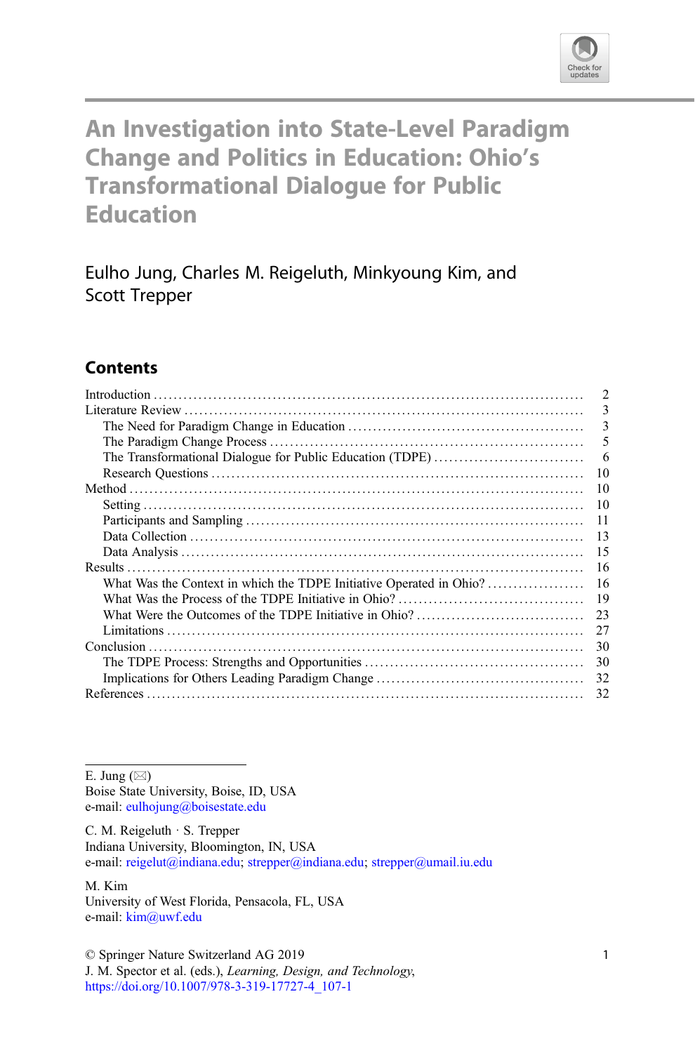# An Investigation into State-Level Paradigm Change and Politics in Education: Ohio's Transformational Dialogue for Public Education

Eulho Jung, Charles M. Reigeluth, Minkyoung Kim, and Scott Trepper

## Contents

- Introduction ... 2
- Literature Review ... 3
  - The Need for Paradigm Change in Education ... 3
  - The Paradigm Change Process ... 5
  - The Transformational Dialogue for Public Education (TDPE) ... 6
  - Research Questions ... 10
- Method ... 10
  - Setting ... 10
  - Participants and Sampling ... 11
  - Data Collection ... 13
  - Data Analysis ... 15
- Results ... 16
  - What Was the Context in which the TDPE Initiative Operated in Ohio? ... 16
  - What Was the Process of the TDPE Initiative in Ohio? ... 19
  - What Were the Outcomes of the TDPE Initiative in Ohio? ... 23
  - Limitations ... 27
- Conclusion ... 30
  - The TDPE Process: Strengths and Opportunities ... 30
  - Implications for Others Leading Paradigm Change ... 32
- References ... 32

---

E. Jung (✉)
Boise State University, Boise, ID, USA
e-mail: eulhojung@boisestate.edu

C. M. Reigeluth · S. Trepper
Indiana University, Bloomington, IN, USA
e-mail: reigelut@indiana.edu; strepper@indiana.edu; strepper@umail.iu.edu

M. Kim
University of West Florida, Pensacola, FL, USA
e-mail: kim@uwf.edu

© Springer Nature Switzerland AG 2019
J. M. Spector et al. (eds.), *Learning, Design, and Technology*,
https://doi.org/10.1007/978-3-319-17727-4_107-1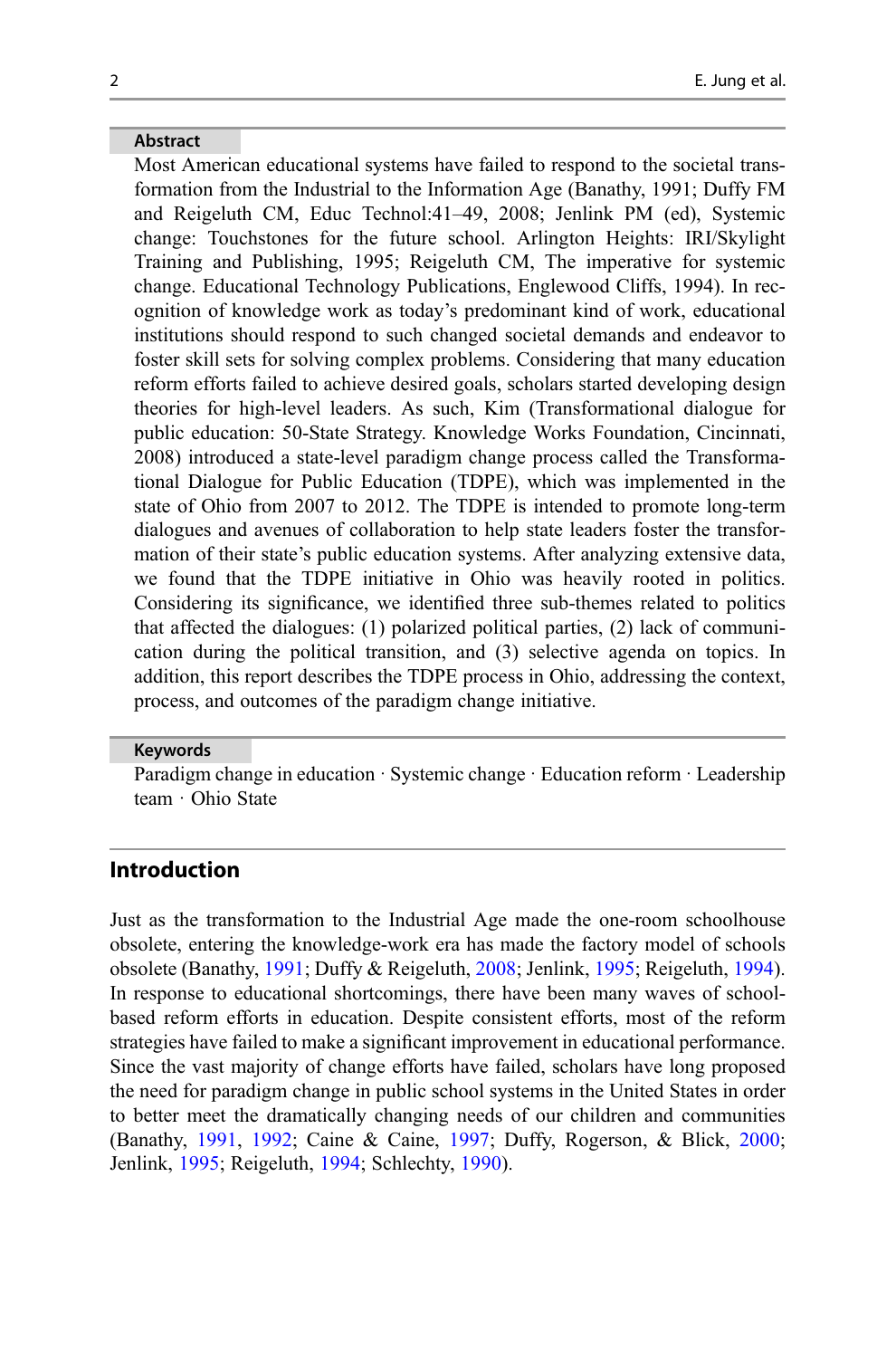## Abstract

Most American educational systems have failed to respond to the societal transformation from the Industrial to the Information Age (Banathy, 1991; Duffy FM and Reigeluth CM, Educ Technol:41–49, 2008; Jenlink PM (ed), Systemic change: Touchstones for the future school. Arlington Heights: IRI/Skylight Training and Publishing, 1995; Reigeluth CM, The imperative for systemic change. Educational Technology Publications, Englewood Cliffs, 1994). In recognition of knowledge work as today's predominant kind of work, educational institutions should respond to such changed societal demands and endeavor to foster skill sets for solving complex problems. Considering that many education reform efforts failed to achieve desired goals, scholars started developing design theories for high-level leaders. As such, Kim (Transformational dialogue for public education: 50-State Strategy. Knowledge Works Foundation, Cincinnati, 2008) introduced a state-level paradigm change process called the Transformational Dialogue for Public Education (TDPE), which was implemented in the state of Ohio from 2007 to 2012. The TDPE is intended to promote long-term dialogues and avenues of collaboration to help state leaders foster the transformation of their state's public education systems. After analyzing extensive data, we found that the TDPE initiative in Ohio was heavily rooted in politics. Considering its significance, we identified three sub-themes related to politics that affected the dialogues: (1) polarized political parties, (2) lack of communication during the political transition, and (3) selective agenda on topics. In addition, this report describes the TDPE process in Ohio, addressing the context, process, and outcomes of the paradigm change initiative.

## Keywords

Paradigm change in education · Systemic change · Education reform · Leadership team · Ohio State

## Introduction

Just as the transformation to the Industrial Age made the one-room schoolhouse obsolete, entering the knowledge-work era has made the factory model of schools obsolete (Banathy, 1991; Duffy & Reigeluth, 2008; Jenlink, 1995; Reigeluth, 1994). In response to educational shortcomings, there have been many waves of school-based reform efforts in education. Despite consistent efforts, most of the reform strategies have failed to make a significant improvement in educational performance. Since the vast majority of change efforts have failed, scholars have long proposed the need for paradigm change in public school systems in the United States in order to better meet the dramatically changing needs of our children and communities (Banathy, 1991, 1992; Caine & Caine, 1997; Duffy, Rogerson, & Blick, 2000; Jenlink, 1995; Reigeluth, 1994; Schlechty, 1990).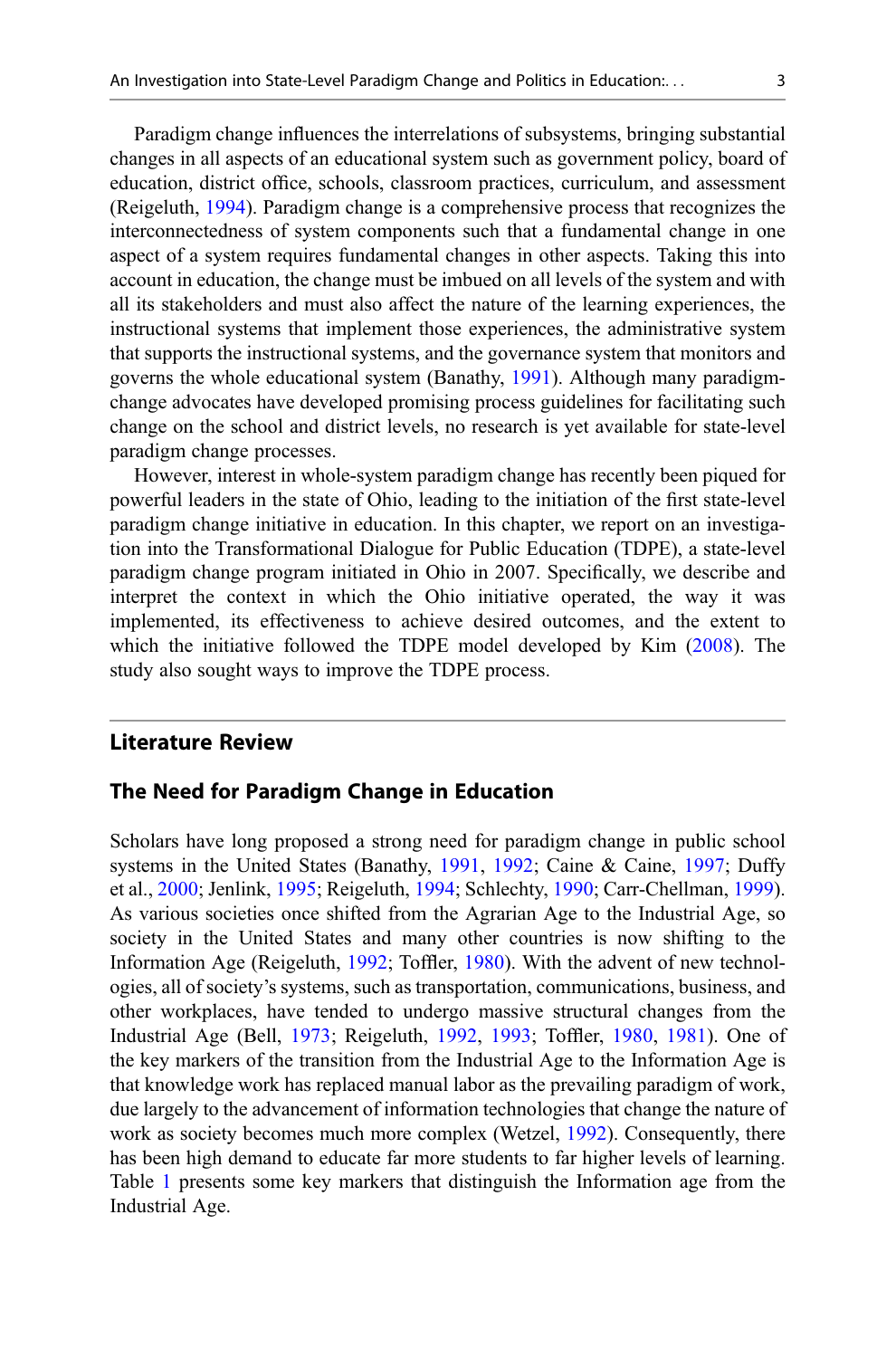Paradigm change influences the interrelations of subsystems, bringing substantial changes in all aspects of an educational system such as government policy, board of education, district office, schools, classroom practices, curriculum, and assessment (Reigeluth, 1994). Paradigm change is a comprehensive process that recognizes the interconnectedness of system components such that a fundamental change in one aspect of a system requires fundamental changes in other aspects. Taking this into account in education, the change must be imbued on all levels of the system and with all its stakeholders and must also affect the nature of the learning experiences, the instructional systems that implement those experiences, the administrative system that supports the instructional systems, and the governance system that monitors and governs the whole educational system (Banathy, 1991). Although many paradigm-change advocates have developed promising process guidelines for facilitating such change on the school and district levels, no research is yet available for state-level paradigm change processes.

However, interest in whole-system paradigm change has recently been piqued for powerful leaders in the state of Ohio, leading to the initiation of the first state-level paradigm change initiative in education. In this chapter, we report on an investigation into the Transformational Dialogue for Public Education (TDPE), a state-level paradigm change program initiated in Ohio in 2007. Specifically, we describe and interpret the context in which the Ohio initiative operated, the way it was implemented, its effectiveness to achieve desired outcomes, and the extent to which the initiative followed the TDPE model developed by Kim (2008). The study also sought ways to improve the TDPE process.

## Literature Review

### The Need for Paradigm Change in Education

Scholars have long proposed a strong need for paradigm change in public school systems in the United States (Banathy, 1991, 1992; Caine & Caine, 1997; Duffy et al., 2000; Jenlink, 1995; Reigeluth, 1994; Schlechty, 1990; Carr-Chellman, 1999). As various societies once shifted from the Agrarian Age to the Industrial Age, so society in the United States and many other countries is now shifting to the Information Age (Reigeluth, 1992; Toffler, 1980). With the advent of new technologies, all of society's systems, such as transportation, communications, business, and other workplaces, have tended to undergo massive structural changes from the Industrial Age (Bell, 1973; Reigeluth, 1992, 1993; Toffler, 1980, 1981). One of the key markers of the transition from the Industrial Age to the Information Age is that knowledge work has replaced manual labor as the prevailing paradigm of work, due largely to the advancement of information technologies that change the nature of work as society becomes much more complex (Wetzel, 1992). Consequently, there has been high demand to educate far more students to far higher levels of learning. Table 1 presents some key markers that distinguish the Information age from the Industrial Age.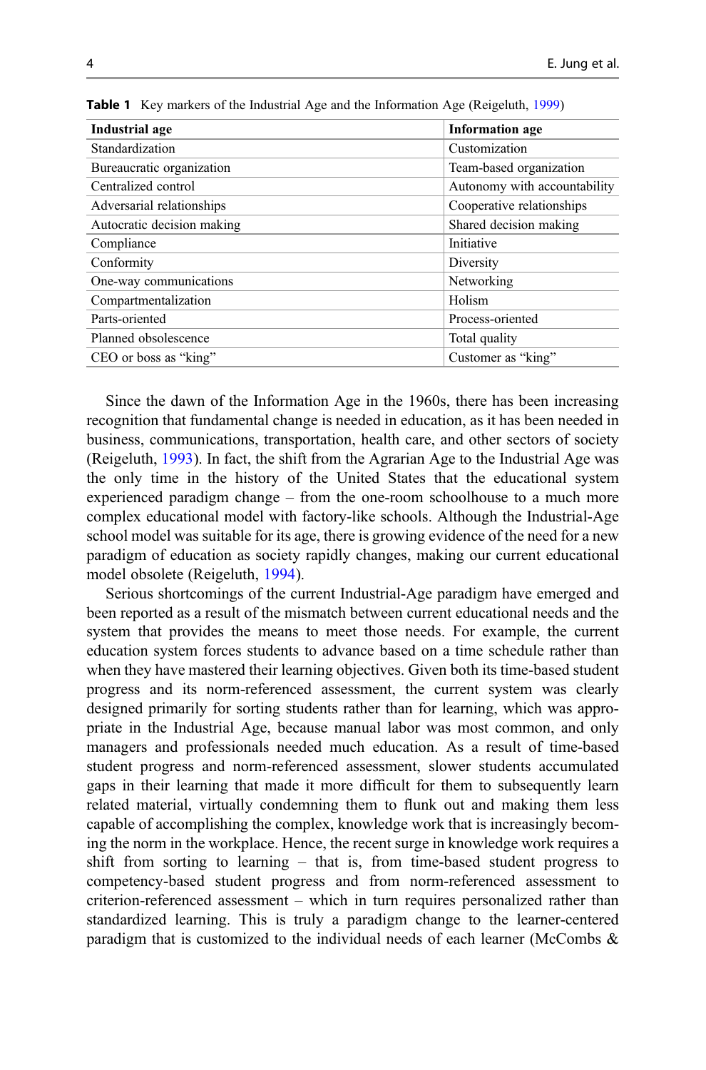**Table 1** Key markers of the Industrial Age and the Information Age (Reigeluth, 1999)

| Industrial age | Information age |
|---|---|
| Standardization | Customization |
| Bureaucratic organization | Team-based organization |
| Centralized control | Autonomy with accountability |
| Adversarial relationships | Cooperative relationships |
| Autocratic decision making | Shared decision making |
| Compliance | Initiative |
| Conformity | Diversity |
| One-way communications | Networking |
| Compartmentalization | Holism |
| Parts-oriented | Process-oriented |
| Planned obsolescence | Total quality |
| CEO or boss as "king" | Customer as "king" |

Since the dawn of the Information Age in the 1960s, there has been increasing recognition that fundamental change is needed in education, as it has been needed in business, communications, transportation, health care, and other sectors of society (Reigeluth, 1993). In fact, the shift from the Agrarian Age to the Industrial Age was the only time in the history of the United States that the educational system experienced paradigm change – from the one-room schoolhouse to a much more complex educational model with factory-like schools. Although the Industrial-Age school model was suitable for its age, there is growing evidence of the need for a new paradigm of education as society rapidly changes, making our current educational model obsolete (Reigeluth, 1994).

Serious shortcomings of the current Industrial-Age paradigm have emerged and been reported as a result of the mismatch between current educational needs and the system that provides the means to meet those needs. For example, the current education system forces students to advance based on a time schedule rather than when they have mastered their learning objectives. Given both its time-based student progress and its norm-referenced assessment, the current system was clearly designed primarily for sorting students rather than for learning, which was appropriate in the Industrial Age, because manual labor was most common, and only managers and professionals needed much education. As a result of time-based student progress and norm-referenced assessment, slower students accumulated gaps in their learning that made it more difficult for them to subsequently learn related material, virtually condemning them to flunk out and making them less capable of accomplishing the complex, knowledge work that is increasingly becoming the norm in the workplace. Hence, the recent surge in knowledge work requires a shift from sorting to learning – that is, from time-based student progress to competency-based student progress and from norm-referenced assessment to criterion-referenced assessment – which in turn requires personalized rather than standardized learning. This is truly a paradigm change to the learner-centered paradigm that is customized to the individual needs of each learner (McCombs &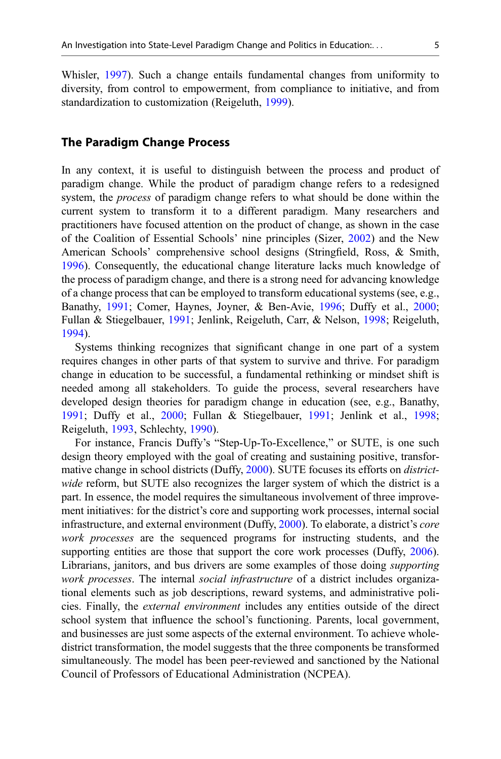Whisler, 1997). Such a change entails fundamental changes from uniformity to diversity, from control to empowerment, from compliance to initiative, and from standardization to customization (Reigeluth, 1999).

## The Paradigm Change Process

In any context, it is useful to distinguish between the process and product of paradigm change. While the product of paradigm change refers to a redesigned system, the *process* of paradigm change refers to what should be done within the current system to transform it to a different paradigm. Many researchers and practitioners have focused attention on the product of change, as shown in the case of the Coalition of Essential Schools' nine principles (Sizer, 2002) and the New American Schools' comprehensive school designs (Stringfield, Ross, & Smith, 1996). Consequently, the educational change literature lacks much knowledge of the process of paradigm change, and there is a strong need for advancing knowledge of a change process that can be employed to transform educational systems (see, e.g., Banathy, 1991; Comer, Haynes, Joyner, & Ben-Avie, 1996; Duffy et al., 2000; Fullan & Stiegelbauer, 1991; Jenlink, Reigeluth, Carr, & Nelson, 1998; Reigeluth, 1994).

Systems thinking recognizes that significant change in one part of a system requires changes in other parts of that system to survive and thrive. For paradigm change in education to be successful, a fundamental rethinking or mindset shift is needed among all stakeholders. To guide the process, several researchers have developed design theories for paradigm change in education (see, e.g., Banathy, 1991; Duffy et al., 2000; Fullan & Stiegelbauer, 1991; Jenlink et al., 1998; Reigeluth, 1993, Schlechty, 1990).

For instance, Francis Duffy's "Step-Up-To-Excellence," or SUTE, is one such design theory employed with the goal of creating and sustaining positive, transformative change in school districts (Duffy, 2000). SUTE focuses its efforts on *district-wide* reform, but SUTE also recognizes the larger system of which the district is a part. In essence, the model requires the simultaneous involvement of three improvement initiatives: for the district's core and supporting work processes, internal social infrastructure, and external environment (Duffy, 2000). To elaborate, a district's *core work processes* are the sequenced programs for instructing students, and the supporting entities are those that support the core work processes (Duffy, 2006). Librarians, janitors, and bus drivers are some examples of those doing *supporting work processes*. The internal *social infrastructure* of a district includes organizational elements such as job descriptions, reward systems, and administrative policies. Finally, the *external environment* includes any entities outside of the direct school system that influence the school's functioning. Parents, local government, and businesses are just some aspects of the external environment. To achieve whole-district transformation, the model suggests that the three components be transformed simultaneously. The model has been peer-reviewed and sanctioned by the National Council of Professors of Educational Administration (NCPEA).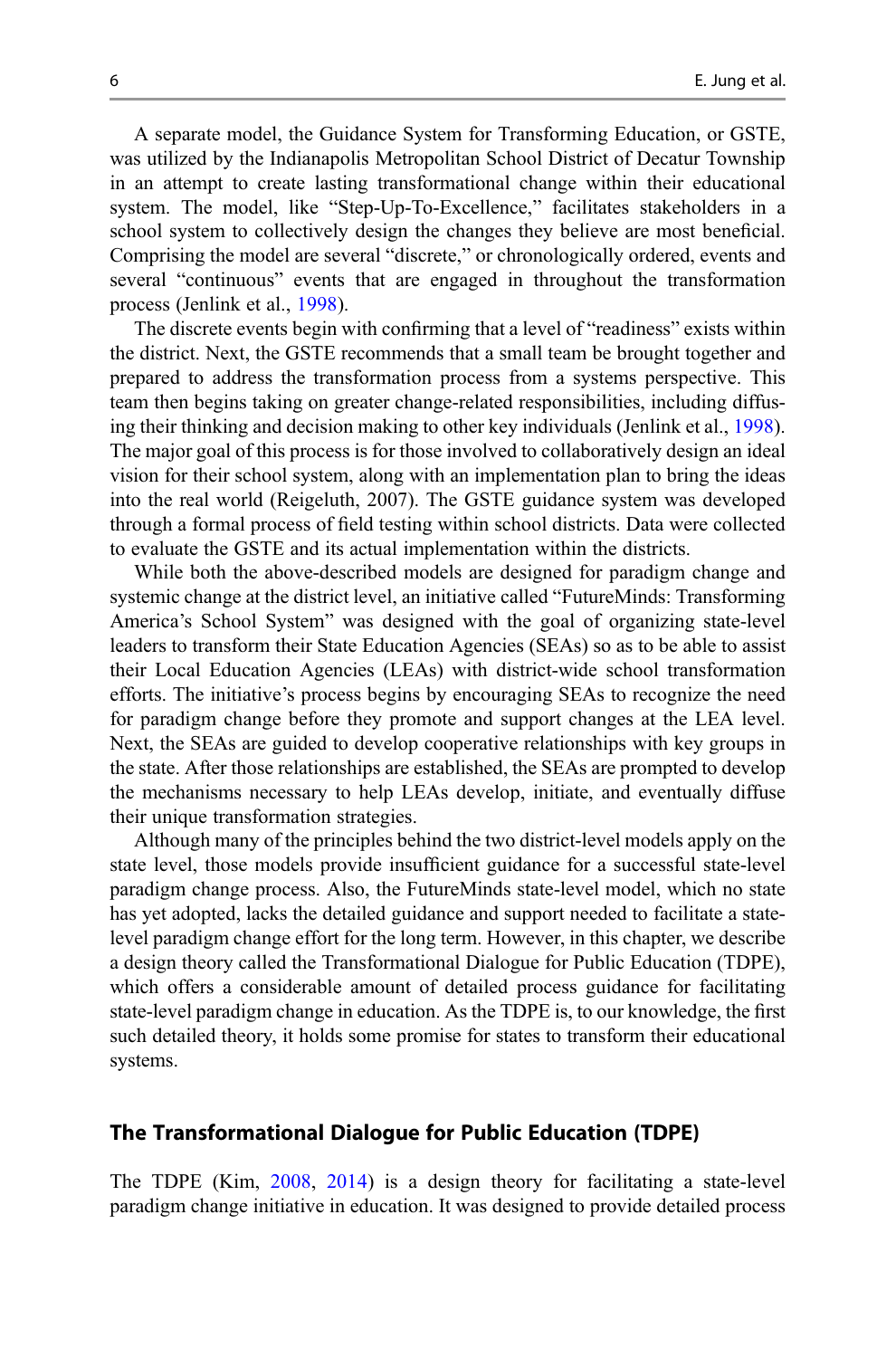A separate model, the Guidance System for Transforming Education, or GSTE, was utilized by the Indianapolis Metropolitan School District of Decatur Township in an attempt to create lasting transformational change within their educational system. The model, like "Step-Up-To-Excellence," facilitates stakeholders in a school system to collectively design the changes they believe are most beneficial. Comprising the model are several "discrete," or chronologically ordered, events and several "continuous" events that are engaged in throughout the transformation process (Jenlink et al., 1998).

The discrete events begin with confirming that a level of "readiness" exists within the district. Next, the GSTE recommends that a small team be brought together and prepared to address the transformation process from a systems perspective. This team then begins taking on greater change-related responsibilities, including diffusing their thinking and decision making to other key individuals (Jenlink et al., 1998). The major goal of this process is for those involved to collaboratively design an ideal vision for their school system, along with an implementation plan to bring the ideas into the real world (Reigeluth, 2007). The GSTE guidance system was developed through a formal process of field testing within school districts. Data were collected to evaluate the GSTE and its actual implementation within the districts.

While both the above-described models are designed for paradigm change and systemic change at the district level, an initiative called "FutureMinds: Transforming America's School System" was designed with the goal of organizing state-level leaders to transform their State Education Agencies (SEAs) so as to be able to assist their Local Education Agencies (LEAs) with district-wide school transformation efforts. The initiative's process begins by encouraging SEAs to recognize the need for paradigm change before they promote and support changes at the LEA level. Next, the SEAs are guided to develop cooperative relationships with key groups in the state. After those relationships are established, the SEAs are prompted to develop the mechanisms necessary to help LEAs develop, initiate, and eventually diffuse their unique transformation strategies.

Although many of the principles behind the two district-level models apply on the state level, those models provide insufficient guidance for a successful state-level paradigm change process. Also, the FutureMinds state-level model, which no state has yet adopted, lacks the detailed guidance and support needed to facilitate a state-level paradigm change effort for the long term. However, in this chapter, we describe a design theory called the Transformational Dialogue for Public Education (TDPE), which offers a considerable amount of detailed process guidance for facilitating state-level paradigm change in education. As the TDPE is, to our knowledge, the first such detailed theory, it holds some promise for states to transform their educational systems.

## The Transformational Dialogue for Public Education (TDPE)

The TDPE (Kim, 2008, 2014) is a design theory for facilitating a state-level paradigm change initiative in education. It was designed to provide detailed process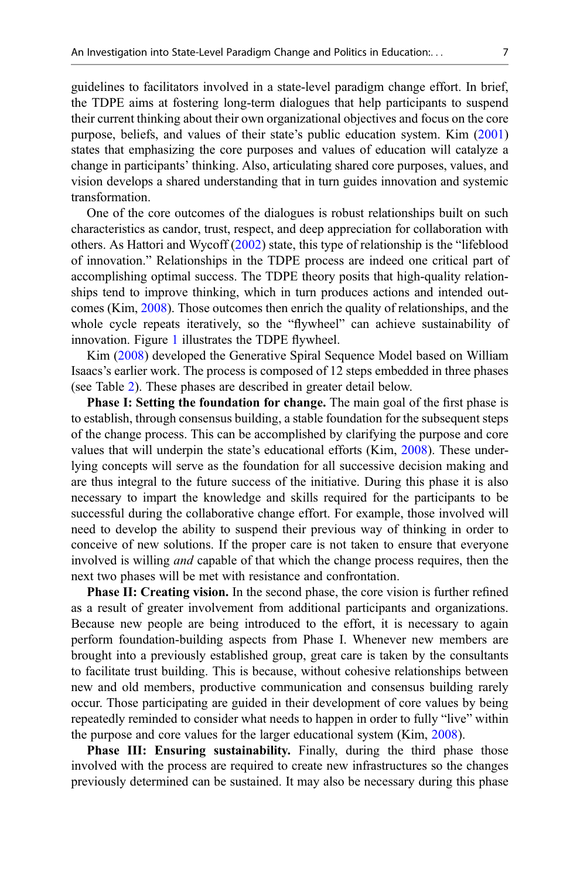guidelines to facilitators involved in a state-level paradigm change effort. In brief, the TDPE aims at fostering long-term dialogues that help participants to suspend their current thinking about their own organizational objectives and focus on the core purpose, beliefs, and values of their state's public education system. Kim (2001) states that emphasizing the core purposes and values of education will catalyze a change in participants' thinking. Also, articulating shared core purposes, values, and vision develops a shared understanding that in turn guides innovation and systemic transformation.

One of the core outcomes of the dialogues is robust relationships built on such characteristics as candor, trust, respect, and deep appreciation for collaboration with others. As Hattori and Wycoff (2002) state, this type of relationship is the "lifeblood of innovation." Relationships in the TDPE process are indeed one critical part of accomplishing optimal success. The TDPE theory posits that high-quality relationships tend to improve thinking, which in turn produces actions and intended outcomes (Kim, 2008). Those outcomes then enrich the quality of relationships, and the whole cycle repeats iteratively, so the "flywheel" can achieve sustainability of innovation. Figure 1 illustrates the TDPE flywheel.

Kim (2008) developed the Generative Spiral Sequence Model based on William Isaacs's earlier work. The process is composed of 12 steps embedded in three phases (see Table 2). These phases are described in greater detail below.

**Phase I: Setting the foundation for change.** The main goal of the first phase is to establish, through consensus building, a stable foundation for the subsequent steps of the change process. This can be accomplished by clarifying the purpose and core values that will underpin the state's educational efforts (Kim, 2008). These underlying concepts will serve as the foundation for all successive decision making and are thus integral to the future success of the initiative. During this phase it is also necessary to impart the knowledge and skills required for the participants to be successful during the collaborative change effort. For example, those involved will need to develop the ability to suspend their previous way of thinking in order to conceive of new solutions. If the proper care is not taken to ensure that everyone involved is willing *and* capable of that which the change process requires, then the next two phases will be met with resistance and confrontation.

**Phase II: Creating vision.** In the second phase, the core vision is further refined as a result of greater involvement from additional participants and organizations. Because new people are being introduced to the effort, it is necessary to again perform foundation-building aspects from Phase I. Whenever new members are brought into a previously established group, great care is taken by the consultants to facilitate trust building. This is because, without cohesive relationships between new and old members, productive communication and consensus building rarely occur. Those participating are guided in their development of core values by being repeatedly reminded to consider what needs to happen in order to fully "live" within the purpose and core values for the larger educational system (Kim, 2008).

**Phase III: Ensuring sustainability.** Finally, during the third phase those involved with the process are required to create new infrastructures so the changes previously determined can be sustained. It may also be necessary during this phase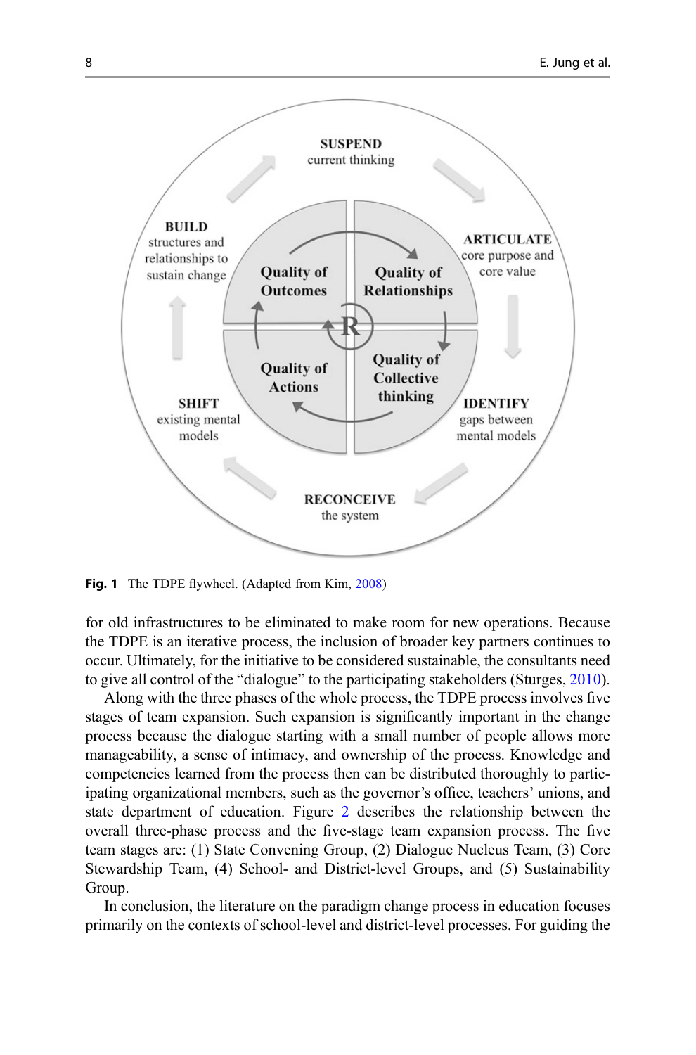**Fig. 1** The TDPE flywheel. (Adapted from Kim, 2008)

for old infrastructures to be eliminated to make room for new operations. Because the TDPE is an iterative process, the inclusion of broader key partners continues to occur. Ultimately, for the initiative to be considered sustainable, the consultants need to give all control of the "dialogue" to the participating stakeholders (Sturges, 2010).

Along with the three phases of the whole process, the TDPE process involves five stages of team expansion. Such expansion is significantly important in the change process because the dialogue starting with a small number of people allows more manageability, a sense of intimacy, and ownership of the process. Knowledge and competencies learned from the process then can be distributed thoroughly to participating organizational members, such as the governor's office, teachers' unions, and state department of education. Figure 2 describes the relationship between the overall three-phase process and the five-stage team expansion process. The five team stages are: (1) State Convening Group, (2) Dialogue Nucleus Team, (3) Core Stewardship Team, (4) School- and District-level Groups, and (5) Sustainability Group.

In conclusion, the literature on the paradigm change process in education focuses primarily on the contexts of school-level and district-level processes. For guiding the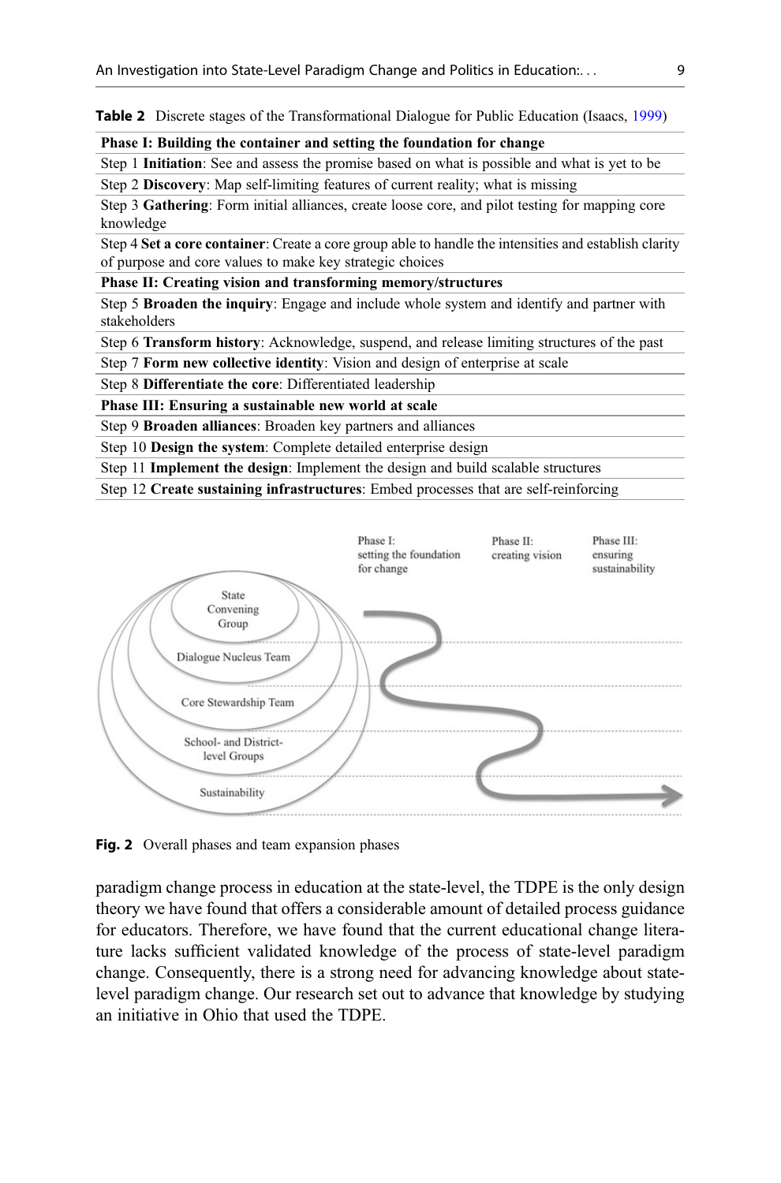**Table 2** Discrete stages of the Transformational Dialogue for Public Education (Isaacs, 1999)

| **Phase I: Building the container and setting the foundation for change** |
|---|
| Step 1 **Initiation**: See and assess the promise based on what is possible and what is yet to be |
| Step 2 **Discovery**: Map self-limiting features of current reality; what is missing |
| Step 3 **Gathering**: Form initial alliances, create loose core, and pilot testing for mapping core knowledge |
| Step 4 **Set a core container**: Create a core group able to handle the intensities and establish clarity of purpose and core values to make key strategic choices |
| **Phase II: Creating vision and transforming memory/structures** |
| Step 5 **Broaden the inquiry**: Engage and include whole system and identify and partner with stakeholders |
| Step 6 **Transform history**: Acknowledge, suspend, and release limiting structures of the past |
| Step 7 **Form new collective identity**: Vision and design of enterprise at scale |
| Step 8 **Differentiate the core**: Differentiated leadership |
| **Phase III: Ensuring a sustainable new world at scale** |
| Step 9 **Broaden alliances**: Broaden key partners and alliances |
| Step 10 **Design the system**: Complete detailed enterprise design |
| Step 11 **Implement the design**: Implement the design and build scalable structures |
| Step 12 **Create sustaining infrastructures**: Embed processes that are self-reinforcing |

**Fig. 2** Overall phases and team expansion phases

paradigm change process in education at the state-level, the TDPE is the only design theory we have found that offers a considerable amount of detailed process guidance for educators. Therefore, we have found that the current educational change literature lacks sufficient validated knowledge of the process of state-level paradigm change. Consequently, there is a strong need for advancing knowledge about state-level paradigm change. Our research set out to advance that knowledge by studying an initiative in Ohio that used the TDPE.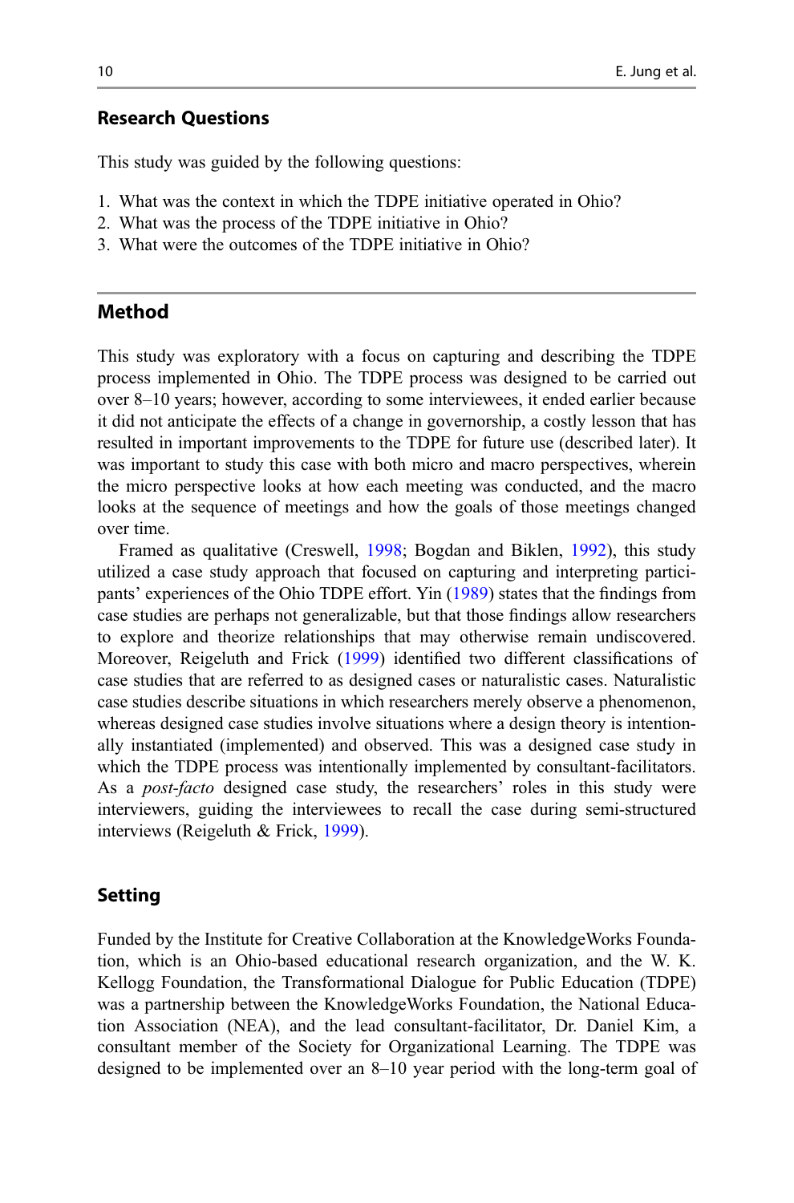### Research Questions

This study was guided by the following questions:

1. What was the context in which the TDPE initiative operated in Ohio?
2. What was the process of the TDPE initiative in Ohio?
3. What were the outcomes of the TDPE initiative in Ohio?

## Method

This study was exploratory with a focus on capturing and describing the TDPE process implemented in Ohio. The TDPE process was designed to be carried out over 8–10 years; however, according to some interviewees, it ended earlier because it did not anticipate the effects of a change in governorship, a costly lesson that has resulted in important improvements to the TDPE for future use (described later). It was important to study this case with both micro and macro perspectives, wherein the micro perspective looks at how each meeting was conducted, and the macro looks at the sequence of meetings and how the goals of those meetings changed over time.

Framed as qualitative (Creswell, 1998; Bogdan and Biklen, 1992), this study utilized a case study approach that focused on capturing and interpreting participants' experiences of the Ohio TDPE effort. Yin (1989) states that the findings from case studies are perhaps not generalizable, but that those findings allow researchers to explore and theorize relationships that may otherwise remain undiscovered. Moreover, Reigeluth and Frick (1999) identified two different classifications of case studies that are referred to as designed cases or naturalistic cases. Naturalistic case studies describe situations in which researchers merely observe a phenomenon, whereas designed case studies involve situations where a design theory is intentionally instantiated (implemented) and observed. This was a designed case study in which the TDPE process was intentionally implemented by consultant-facilitators. As a *post-facto* designed case study, the researchers' roles in this study were interviewers, guiding the interviewees to recall the case during semi-structured interviews (Reigeluth & Frick, 1999).

### Setting

Funded by the Institute for Creative Collaboration at the KnowledgeWorks Foundation, which is an Ohio-based educational research organization, and the W. K. Kellogg Foundation, the Transformational Dialogue for Public Education (TDPE) was a partnership between the KnowledgeWorks Foundation, the National Education Association (NEA), and the lead consultant-facilitator, Dr. Daniel Kim, a consultant member of the Society for Organizational Learning. The TDPE was designed to be implemented over an 8–10 year period with the long-term goal of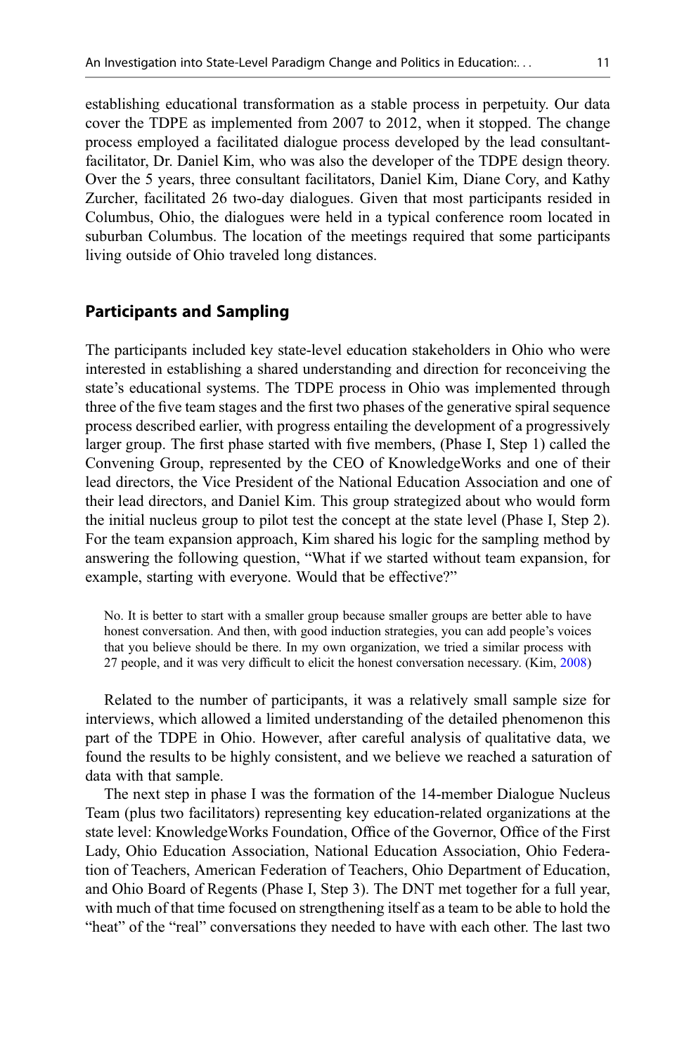establishing educational transformation as a stable process in perpetuity. Our data cover the TDPE as implemented from 2007 to 2012, when it stopped. The change process employed a facilitated dialogue process developed by the lead consultant-facilitator, Dr. Daniel Kim, who was also the developer of the TDPE design theory. Over the 5 years, three consultant facilitators, Daniel Kim, Diane Cory, and Kathy Zurcher, facilitated 26 two-day dialogues. Given that most participants resided in Columbus, Ohio, the dialogues were held in a typical conference room located in suburban Columbus. The location of the meetings required that some participants living outside of Ohio traveled long distances.

## Participants and Sampling

The participants included key state-level education stakeholders in Ohio who were interested in establishing a shared understanding and direction for reconceiving the state's educational systems. The TDPE process in Ohio was implemented through three of the five team stages and the first two phases of the generative spiral sequence process described earlier, with progress entailing the development of a progressively larger group. The first phase started with five members, (Phase I, Step 1) called the Convening Group, represented by the CEO of KnowledgeWorks and one of their lead directors, the Vice President of the National Education Association and one of their lead directors, and Daniel Kim. This group strategized about who would form the initial nucleus group to pilot test the concept at the state level (Phase I, Step 2). For the team expansion approach, Kim shared his logic for the sampling method by answering the following question, "What if we started without team expansion, for example, starting with everyone. Would that be effective?"

> No. It is better to start with a smaller group because smaller groups are better able to have honest conversation. And then, with good induction strategies, you can add people's voices that you believe should be there. In my own organization, we tried a similar process with 27 people, and it was very difficult to elicit the honest conversation necessary. (Kim, 2008)

Related to the number of participants, it was a relatively small sample size for interviews, which allowed a limited understanding of the detailed phenomenon this part of the TDPE in Ohio. However, after careful analysis of qualitative data, we found the results to be highly consistent, and we believe we reached a saturation of data with that sample.

The next step in phase I was the formation of the 14-member Dialogue Nucleus Team (plus two facilitators) representing key education-related organizations at the state level: KnowledgeWorks Foundation, Office of the Governor, Office of the First Lady, Ohio Education Association, National Education Association, Ohio Federation of Teachers, American Federation of Teachers, Ohio Department of Education, and Ohio Board of Regents (Phase I, Step 3). The DNT met together for a full year, with much of that time focused on strengthening itself as a team to be able to hold the "heat" of the "real" conversations they needed to have with each other. The last two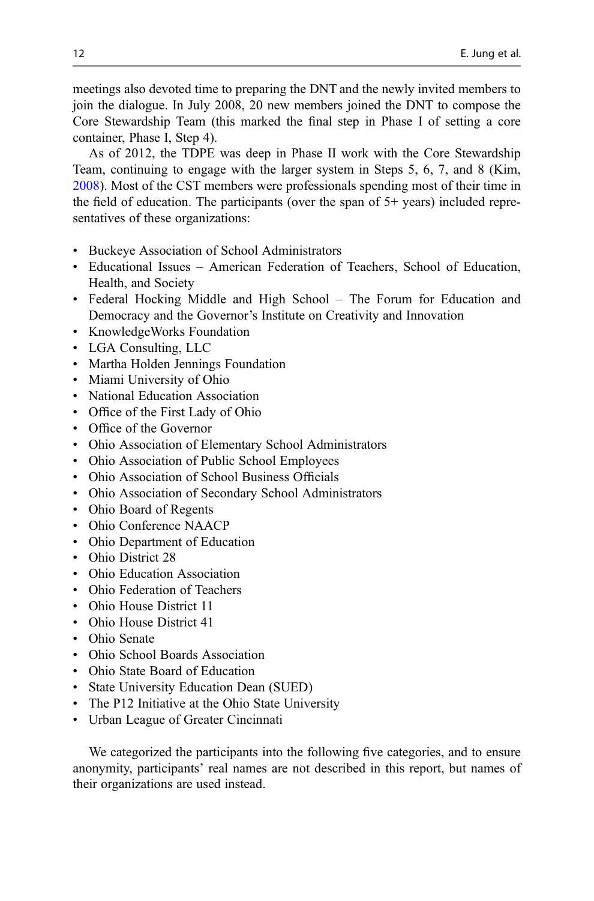meetings also devoted time to preparing the DNT and the newly invited members to join the dialogue. In July 2008, 20 new members joined the DNT to compose the Core Stewardship Team (this marked the final step in Phase I of setting a core container, Phase I, Step 4).

As of 2012, the TDPE was deep in Phase II work with the Core Stewardship Team, continuing to engage with the larger system in Steps 5, 6, 7, and 8 (Kim, 2008). Most of the CST members were professionals spending most of their time in the field of education. The participants (over the span of 5+ years) included representatives of these organizations:

- Buckeye Association of School Administrators
- Educational Issues – American Federation of Teachers, School of Education, Health, and Society
- Federal Hocking Middle and High School – The Forum for Education and Democracy and the Governor's Institute on Creativity and Innovation
- KnowledgeWorks Foundation
- LGA Consulting, LLC
- Martha Holden Jennings Foundation
- Miami University of Ohio
- National Education Association
- Office of the First Lady of Ohio
- Office of the Governor
- Ohio Association of Elementary School Administrators
- Ohio Association of Public School Employees
- Ohio Association of School Business Officials
- Ohio Association of Secondary School Administrators
- Ohio Board of Regents
- Ohio Conference NAACP
- Ohio Department of Education
- Ohio District 28
- Ohio Education Association
- Ohio Federation of Teachers
- Ohio House District 11
- Ohio House District 41
- Ohio Senate
- Ohio School Boards Association
- Ohio State Board of Education
- State University Education Dean (SUED)
- The P12 Initiative at the Ohio State University
- Urban League of Greater Cincinnati

We categorized the participants into the following five categories, and to ensure anonymity, participants' real names are not described in this report, but names of their organizations are used instead.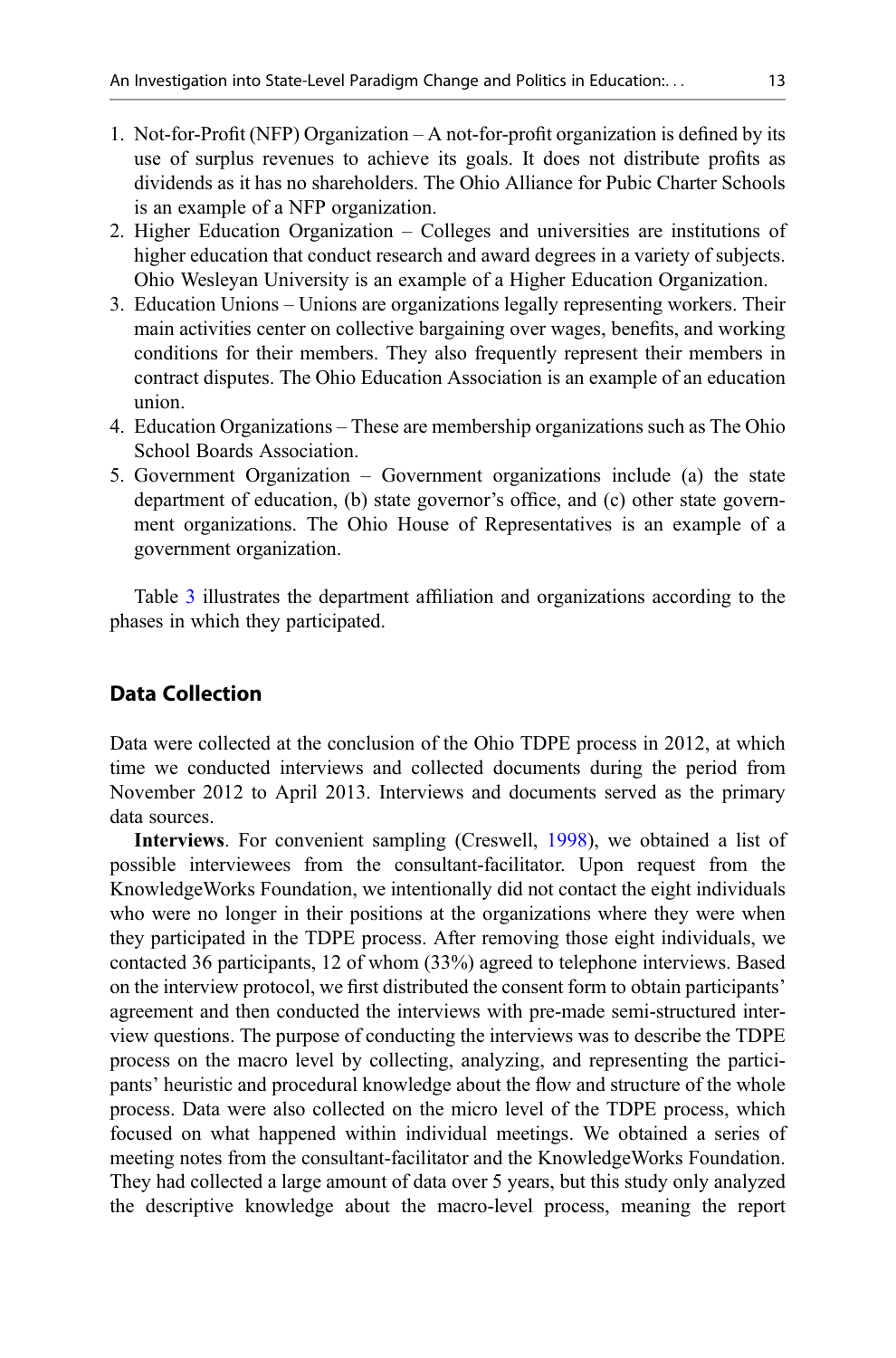1. Not-for-Profit (NFP) Organization – A not-for-profit organization is defined by its use of surplus revenues to achieve its goals. It does not distribute profits as dividends as it has no shareholders. The Ohio Alliance for Pubic Charter Schools is an example of a NFP organization.
2. Higher Education Organization – Colleges and universities are institutions of higher education that conduct research and award degrees in a variety of subjects. Ohio Wesleyan University is an example of a Higher Education Organization.
3. Education Unions – Unions are organizations legally representing workers. Their main activities center on collective bargaining over wages, benefits, and working conditions for their members. They also frequently represent their members in contract disputes. The Ohio Education Association is an example of an education union.
4. Education Organizations – These are membership organizations such as The Ohio School Boards Association.
5. Government Organization – Government organizations include (a) the state department of education, (b) state governor's office, and (c) other state government organizations. The Ohio House of Representatives is an example of a government organization.

Table 3 illustrates the department affiliation and organizations according to the phases in which they participated.

## Data Collection

Data were collected at the conclusion of the Ohio TDPE process in 2012, at which time we conducted interviews and collected documents during the period from November 2012 to April 2013. Interviews and documents served as the primary data sources.

**Interviews**. For convenient sampling (Creswell, 1998), we obtained a list of possible interviewees from the consultant-facilitator. Upon request from the KnowledgeWorks Foundation, we intentionally did not contact the eight individuals who were no longer in their positions at the organizations where they were when they participated in the TDPE process. After removing those eight individuals, we contacted 36 participants, 12 of whom (33%) agreed to telephone interviews. Based on the interview protocol, we first distributed the consent form to obtain participants' agreement and then conducted the interviews with pre-made semi-structured interview questions. The purpose of conducting the interviews was to describe the TDPE process on the macro level by collecting, analyzing, and representing the participants' heuristic and procedural knowledge about the flow and structure of the whole process. Data were also collected on the micro level of the TDPE process, which focused on what happened within individual meetings. We obtained a series of meeting notes from the consultant-facilitator and the KnowledgeWorks Foundation. They had collected a large amount of data over 5 years, but this study only analyzed the descriptive knowledge about the macro-level process, meaning the report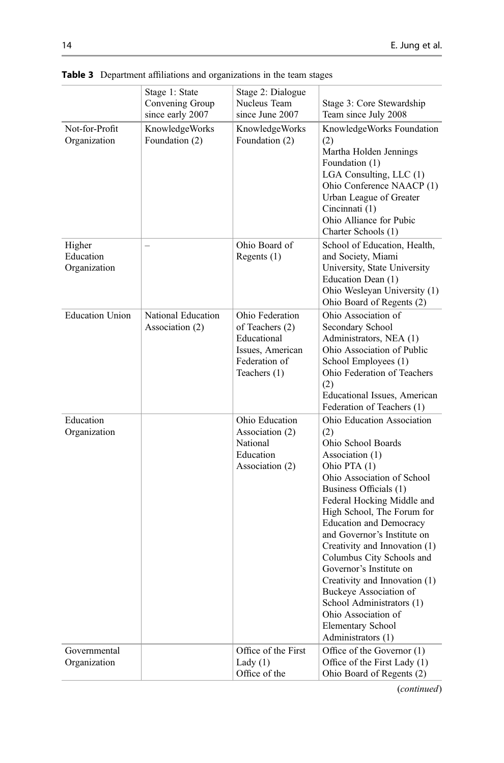**Table 3** Department affiliations and organizations in the team stages

| | Stage 1: State Convening Group since early 2007 | Stage 2: Dialogue Nucleus Team since June 2007 | Stage 3: Core Stewardship Team since July 2008 |
|---|---|---|---|
| Not-for-Profit Organization | KnowledgeWorks Foundation (2) | KnowledgeWorks Foundation (2) | KnowledgeWorks Foundation (2)<br>Martha Holden Jennings Foundation (1)<br>LGA Consulting, LLC (1)<br>Ohio Conference NAACP (1)<br>Urban League of Greater Cincinnati (1)<br>Ohio Alliance for Pubic Charter Schools (1) |
| Higher Education Organization | – | Ohio Board of Regents (1) | School of Education, Health, and Society, Miami University, State University Education Dean (1)<br>Ohio Wesleyan University (1)<br>Ohio Board of Regents (2) |
| Education Union | National Education Association (2) | Ohio Federation of Teachers (2)<br>Educational Issues, American Federation of Teachers (1) | Ohio Association of Secondary School Administrators, NEA (1)<br>Ohio Association of Public School Employees (1)<br>Ohio Federation of Teachers (2)<br>Educational Issues, American Federation of Teachers (1) |
| Education Organization | | Ohio Education Association (2)<br>National Education Association (2) | Ohio Education Association (2)<br>Ohio School Boards Association (1)<br>Ohio PTA (1)<br>Ohio Association of School Business Officials (1)<br>Federal Hocking Middle and High School, The Forum for Education and Democracy and Governor's Institute on Creativity and Innovation (1)<br>Columbus City Schools and Governor's Institute on Creativity and Innovation (1)<br>Buckeye Association of School Administrators (1)<br>Ohio Association of Elementary School Administrators (1) |
| Governmental Organization | | Office of the First Lady (1)<br>Office of the | Office of the Governor (1)<br>Office of the First Lady (1)<br>Ohio Board of Regents (2) |

(*continued*)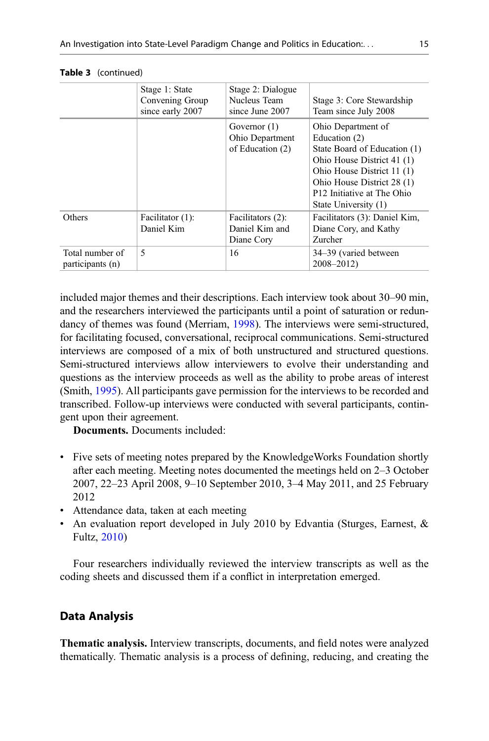**Table 3** (continued)

| | Stage 1: State Convening Group since early 2007 | Stage 2: Dialogue Nucleus Team since June 2007 | Stage 3: Core Stewardship Team since July 2008 |
|---|---|---|---|
| | | Governor (1)<br>Ohio Department of Education (2) | Ohio Department of Education (2)<br>State Board of Education (1)<br>Ohio House District 41 (1)<br>Ohio House District 11 (1)<br>Ohio House District 28 (1)<br>P12 Initiative at The Ohio State University (1) |
| Others | Facilitator (1): Daniel Kim | Facilitators (2): Daniel Kim and Diane Cory | Facilitators (3): Daniel Kim, Diane Cory, and Kathy Zurcher |
| Total number of participants (n) | 5 | 16 | 34–39 (varied between 2008–2012) |

included major themes and their descriptions. Each interview took about 30–90 min, and the researchers interviewed the participants until a point of saturation or redundancy of themes was found (Merriam, 1998). The interviews were semi-structured, for facilitating focused, conversational, reciprocal communications. Semi-structured interviews are composed of a mix of both unstructured and structured questions. Semi-structured interviews allow interviewers to evolve their understanding and questions as the interview proceeds as well as the ability to probe areas of interest (Smith, 1995). All participants gave permission for the interviews to be recorded and transcribed. Follow-up interviews were conducted with several participants, contingent upon their agreement.

**Documents.** Documents included:

- Five sets of meeting notes prepared by the KnowledgeWorks Foundation shortly after each meeting. Meeting notes documented the meetings held on 2–3 October 2007, 22–23 April 2008, 9–10 September 2010, 3–4 May 2011, and 25 February 2012
- Attendance data, taken at each meeting
- An evaluation report developed in July 2010 by Edvantia (Sturges, Earnest, & Fultz, 2010)

Four researchers individually reviewed the interview transcripts as well as the coding sheets and discussed them if a conflict in interpretation emerged.

## Data Analysis

**Thematic analysis.** Interview transcripts, documents, and field notes were analyzed thematically. Thematic analysis is a process of defining, reducing, and creating the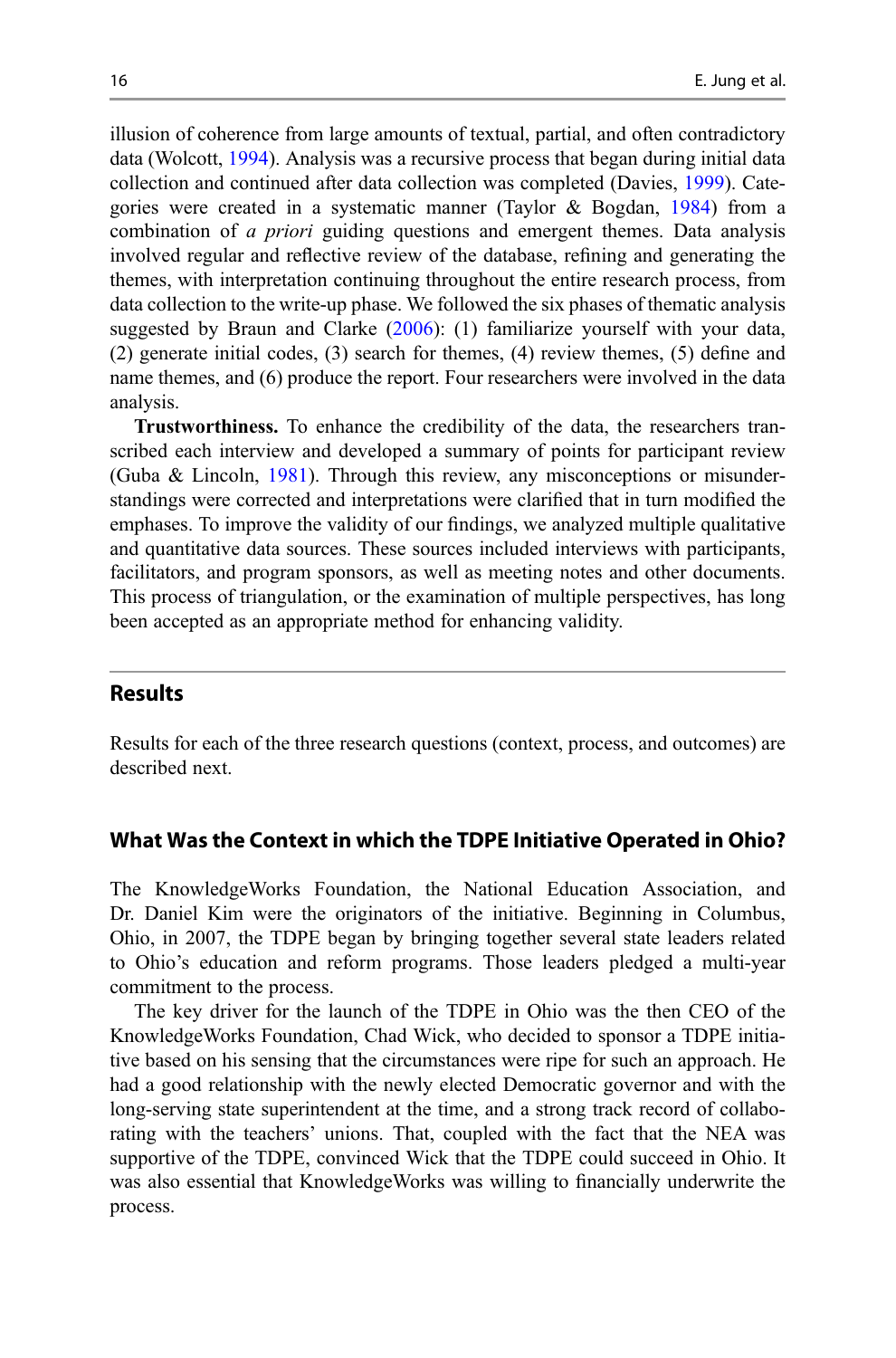illusion of coherence from large amounts of textual, partial, and often contradictory data (Wolcott, 1994). Analysis was a recursive process that began during initial data collection and continued after data collection was completed (Davies, 1999). Categories were created in a systematic manner (Taylor & Bogdan, 1984) from a combination of *a priori* guiding questions and emergent themes. Data analysis involved regular and reflective review of the database, refining and generating the themes, with interpretation continuing throughout the entire research process, from data collection to the write-up phase. We followed the six phases of thematic analysis suggested by Braun and Clarke (2006): (1) familiarize yourself with your data, (2) generate initial codes, (3) search for themes, (4) review themes, (5) define and name themes, and (6) produce the report. Four researchers were involved in the data analysis.

**Trustworthiness.** To enhance the credibility of the data, the researchers transcribed each interview and developed a summary of points for participant review (Guba & Lincoln, 1981). Through this review, any misconceptions or misunderstandings were corrected and interpretations were clarified that in turn modified the emphases. To improve the validity of our findings, we analyzed multiple qualitative and quantitative data sources. These sources included interviews with participants, facilitators, and program sponsors, as well as meeting notes and other documents. This process of triangulation, or the examination of multiple perspectives, has long been accepted as an appropriate method for enhancing validity.

## Results

Results for each of the three research questions (context, process, and outcomes) are described next.

### What Was the Context in which the TDPE Initiative Operated in Ohio?

The KnowledgeWorks Foundation, the National Education Association, and Dr. Daniel Kim were the originators of the initiative. Beginning in Columbus, Ohio, in 2007, the TDPE began by bringing together several state leaders related to Ohio's education and reform programs. Those leaders pledged a multi-year commitment to the process.

The key driver for the launch of the TDPE in Ohio was the then CEO of the KnowledgeWorks Foundation, Chad Wick, who decided to sponsor a TDPE initiative based on his sensing that the circumstances were ripe for such an approach. He had a good relationship with the newly elected Democratic governor and with the long-serving state superintendent at the time, and a strong track record of collaborating with the teachers' unions. That, coupled with the fact that the NEA was supportive of the TDPE, convinced Wick that the TDPE could succeed in Ohio. It was also essential that KnowledgeWorks was willing to financially underwrite the process.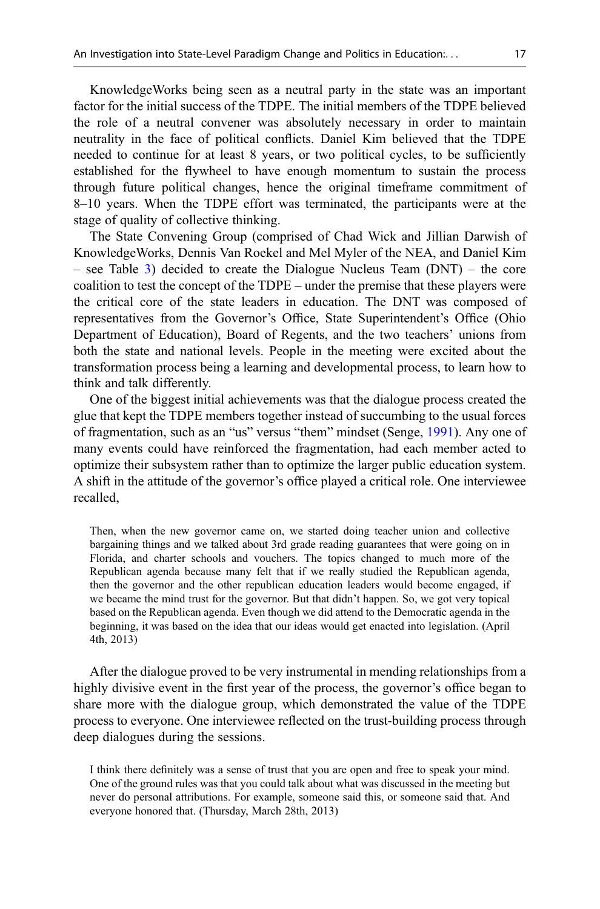KnowledgeWorks being seen as a neutral party in the state was an important factor for the initial success of the TDPE. The initial members of the TDPE believed the role of a neutral convener was absolutely necessary in order to maintain neutrality in the face of political conflicts. Daniel Kim believed that the TDPE needed to continue for at least 8 years, or two political cycles, to be sufficiently established for the flywheel to have enough momentum to sustain the process through future political changes, hence the original timeframe commitment of 8–10 years. When the TDPE effort was terminated, the participants were at the stage of quality of collective thinking.

The State Convening Group (comprised of Chad Wick and Jillian Darwish of KnowledgeWorks, Dennis Van Roekel and Mel Myler of the NEA, and Daniel Kim – see Table 3) decided to create the Dialogue Nucleus Team (DNT) – the core coalition to test the concept of the TDPE – under the premise that these players were the critical core of the state leaders in education. The DNT was composed of representatives from the Governor's Office, State Superintendent's Office (Ohio Department of Education), Board of Regents, and the two teachers' unions from both the state and national levels. People in the meeting were excited about the transformation process being a learning and developmental process, to learn how to think and talk differently.

One of the biggest initial achievements was that the dialogue process created the glue that kept the TDPE members together instead of succumbing to the usual forces of fragmentation, such as an "us" versus "them" mindset (Senge, 1991). Any one of many events could have reinforced the fragmentation, had each member acted to optimize their subsystem rather than to optimize the larger public education system. A shift in the attitude of the governor's office played a critical role. One interviewee recalled,

> Then, when the new governor came on, we started doing teacher union and collective bargaining things and we talked about 3rd grade reading guarantees that were going on in Florida, and charter schools and vouchers. The topics changed to much more of the Republican agenda because many felt that if we really studied the Republican agenda, then the governor and the other republican education leaders would become engaged, if we became the mind trust for the governor. But that didn't happen. So, we got very topical based on the Republican agenda. Even though we did attend to the Democratic agenda in the beginning, it was based on the idea that our ideas would get enacted into legislation. (April 4th, 2013)

After the dialogue proved to be very instrumental in mending relationships from a highly divisive event in the first year of the process, the governor's office began to share more with the dialogue group, which demonstrated the value of the TDPE process to everyone. One interviewee reflected on the trust-building process through deep dialogues during the sessions.

> I think there definitely was a sense of trust that you are open and free to speak your mind. One of the ground rules was that you could talk about what was discussed in the meeting but never do personal attributions. For example, someone said this, or someone said that. And everyone honored that. (Thursday, March 28th, 2013)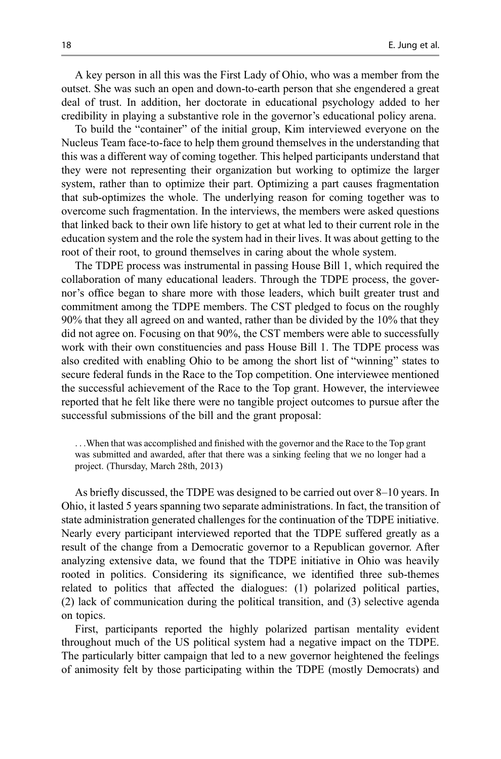A key person in all this was the First Lady of Ohio, who was a member from the outset. She was such an open and down-to-earth person that she engendered a great deal of trust. In addition, her doctorate in educational psychology added to her credibility in playing a substantive role in the governor's educational policy arena.

To build the "container" of the initial group, Kim interviewed everyone on the Nucleus Team face-to-face to help them ground themselves in the understanding that this was a different way of coming together. This helped participants understand that they were not representing their organization but working to optimize the larger system, rather than to optimize their part. Optimizing a part causes fragmentation that sub-optimizes the whole. The underlying reason for coming together was to overcome such fragmentation. In the interviews, the members were asked questions that linked back to their own life history to get at what led to their current role in the education system and the role the system had in their lives. It was about getting to the root of their root, to ground themselves in caring about the whole system.

The TDPE process was instrumental in passing House Bill 1, which required the collaboration of many educational leaders. Through the TDPE process, the governor's office began to share more with those leaders, which built greater trust and commitment among the TDPE members. The CST pledged to focus on the roughly 90% that they all agreed on and wanted, rather than be divided by the 10% that they did not agree on. Focusing on that 90%, the CST members were able to successfully work with their own constituencies and pass House Bill 1. The TDPE process was also credited with enabling Ohio to be among the short list of "winning" states to secure federal funds in the Race to the Top competition. One interviewee mentioned the successful achievement of the Race to the Top grant. However, the interviewee reported that he felt like there were no tangible project outcomes to pursue after the successful submissions of the bill and the grant proposal:

> . . .When that was accomplished and finished with the governor and the Race to the Top grant was submitted and awarded, after that there was a sinking feeling that we no longer had a project. (Thursday, March 28th, 2013)

As briefly discussed, the TDPE was designed to be carried out over 8–10 years. In Ohio, it lasted 5 years spanning two separate administrations. In fact, the transition of state administration generated challenges for the continuation of the TDPE initiative. Nearly every participant interviewed reported that the TDPE suffered greatly as a result of the change from a Democratic governor to a Republican governor. After analyzing extensive data, we found that the TDPE initiative in Ohio was heavily rooted in politics. Considering its significance, we identified three sub-themes related to politics that affected the dialogues: (1) polarized political parties, (2) lack of communication during the political transition, and (3) selective agenda on topics.

First, participants reported the highly polarized partisan mentality evident throughout much of the US political system had a negative impact on the TDPE. The particularly bitter campaign that led to a new governor heightened the feelings of animosity felt by those participating within the TDPE (mostly Democrats) and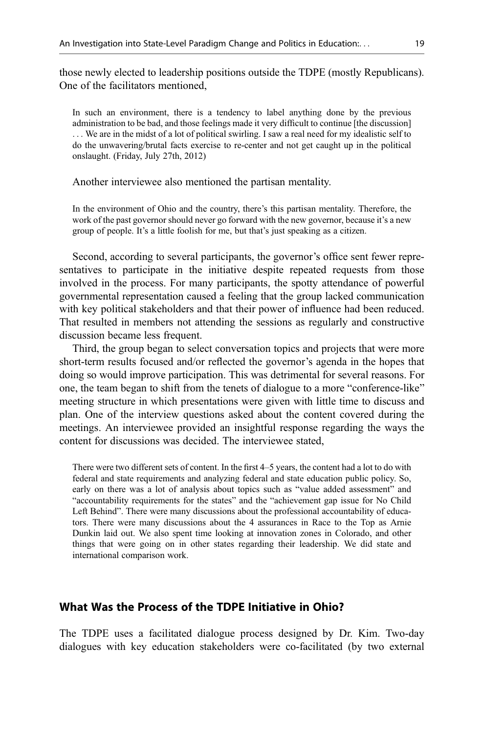those newly elected to leadership positions outside the TDPE (mostly Republicans). One of the facilitators mentioned,

> In such an environment, there is a tendency to label anything done by the previous administration to be bad, and those feelings made it very difficult to continue [the discussion] . . . We are in the midst of a lot of political swirling. I saw a real need for my idealistic self to do the unwavering/brutal facts exercise to re-center and not get caught up in the political onslaught. (Friday, July 27th, 2012)

Another interviewee also mentioned the partisan mentality.

> In the environment of Ohio and the country, there's this partisan mentality. Therefore, the work of the past governor should never go forward with the new governor, because it's a new group of people. It's a little foolish for me, but that's just speaking as a citizen.

Second, according to several participants, the governor's office sent fewer representatives to participate in the initiative despite repeated requests from those involved in the process. For many participants, the spotty attendance of powerful governmental representation caused a feeling that the group lacked communication with key political stakeholders and that their power of influence had been reduced. That resulted in members not attending the sessions as regularly and constructive discussion became less frequent.

Third, the group began to select conversation topics and projects that were more short-term results focused and/or reflected the governor's agenda in the hopes that doing so would improve participation. This was detrimental for several reasons. For one, the team began to shift from the tenets of dialogue to a more "conference-like" meeting structure in which presentations were given with little time to discuss and plan. One of the interview questions asked about the content covered during the meetings. An interviewee provided an insightful response regarding the ways the content for discussions was decided. The interviewee stated,

> There were two different sets of content. In the first 4–5 years, the content had a lot to do with federal and state requirements and analyzing federal and state education public policy. So, early on there was a lot of analysis about topics such as "value added assessment" and "accountability requirements for the states" and the "achievement gap issue for No Child Left Behind". There were many discussions about the professional accountability of educators. There were many discussions about the 4 assurances in Race to the Top as Arnie Dunkin laid out. We also spent time looking at innovation zones in Colorado, and other things that were going on in other states regarding their leadership. We did state and international comparison work.

### What Was the Process of the TDPE Initiative in Ohio?

The TDPE uses a facilitated dialogue process designed by Dr. Kim. Two-day dialogues with key education stakeholders were co-facilitated (by two external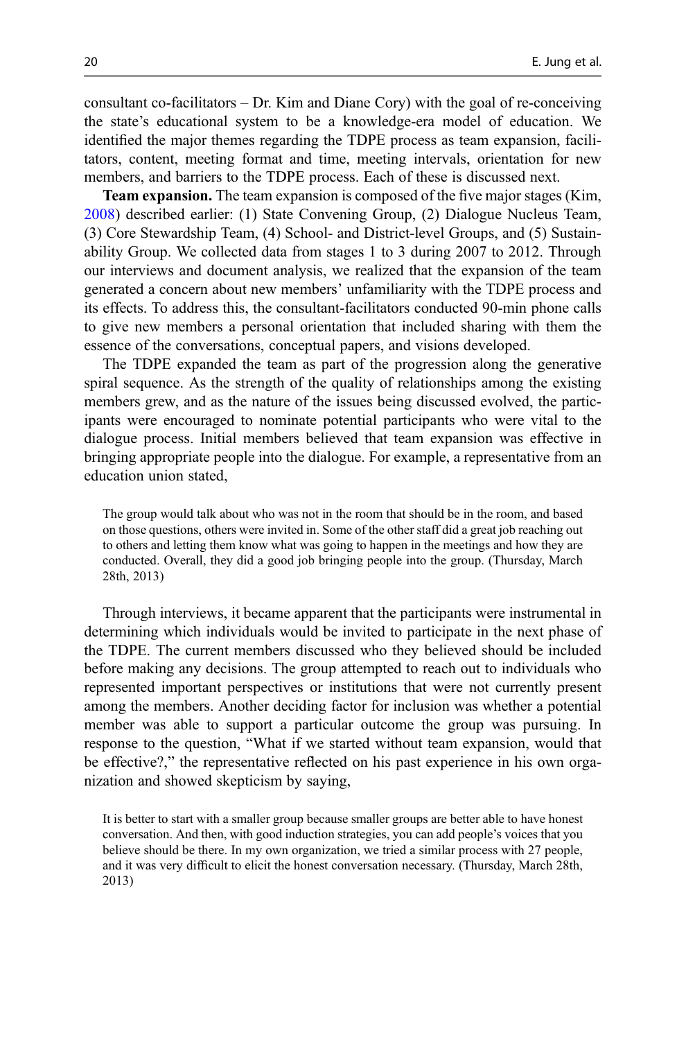consultant co-facilitators – Dr. Kim and Diane Cory) with the goal of re-conceiving the state's educational system to be a knowledge-era model of education. We identified the major themes regarding the TDPE process as team expansion, facilitators, content, meeting format and time, meeting intervals, orientation for new members, and barriers to the TDPE process. Each of these is discussed next.

**Team expansion.** The team expansion is composed of the five major stages (Kim, 2008) described earlier: (1) State Convening Group, (2) Dialogue Nucleus Team, (3) Core Stewardship Team, (4) School- and District-level Groups, and (5) Sustainability Group. We collected data from stages 1 to 3 during 2007 to 2012. Through our interviews and document analysis, we realized that the expansion of the team generated a concern about new members' unfamiliarity with the TDPE process and its effects. To address this, the consultant-facilitators conducted 90-min phone calls to give new members a personal orientation that included sharing with them the essence of the conversations, conceptual papers, and visions developed.

The TDPE expanded the team as part of the progression along the generative spiral sequence. As the strength of the quality of relationships among the existing members grew, and as the nature of the issues being discussed evolved, the participants were encouraged to nominate potential participants who were vital to the dialogue process. Initial members believed that team expansion was effective in bringing appropriate people into the dialogue. For example, a representative from an education union stated,

> The group would talk about who was not in the room that should be in the room, and based on those questions, others were invited in. Some of the other staff did a great job reaching out to others and letting them know what was going to happen in the meetings and how they are conducted. Overall, they did a good job bringing people into the group. (Thursday, March 28th, 2013)

Through interviews, it became apparent that the participants were instrumental in determining which individuals would be invited to participate in the next phase of the TDPE. The current members discussed who they believed should be included before making any decisions. The group attempted to reach out to individuals who represented important perspectives or institutions that were not currently present among the members. Another deciding factor for inclusion was whether a potential member was able to support a particular outcome the group was pursuing. In response to the question, "What if we started without team expansion, would that be effective?," the representative reflected on his past experience in his own organization and showed skepticism by saying,

> It is better to start with a smaller group because smaller groups are better able to have honest conversation. And then, with good induction strategies, you can add people's voices that you believe should be there. In my own organization, we tried a similar process with 27 people, and it was very difficult to elicit the honest conversation necessary. (Thursday, March 28th, 2013)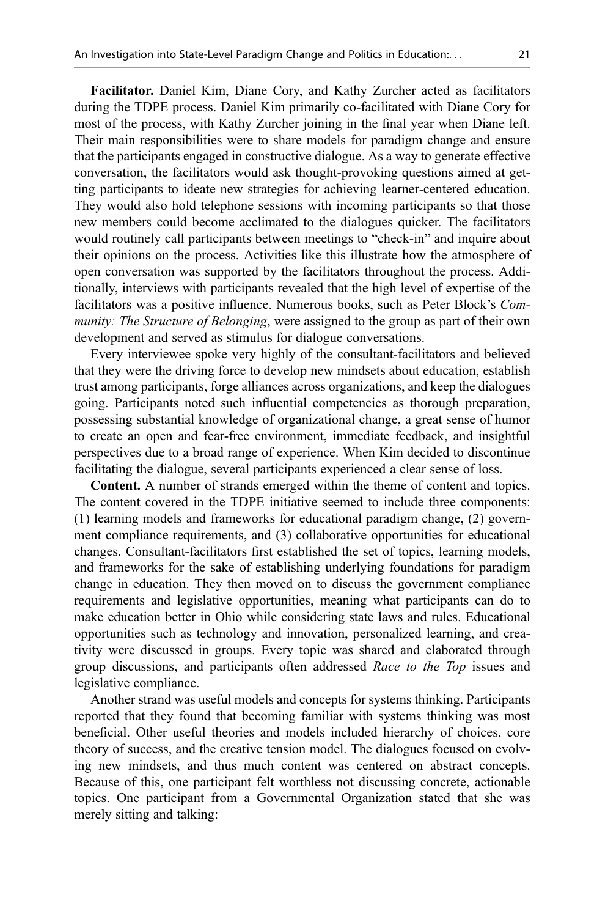**Facilitator.** Daniel Kim, Diane Cory, and Kathy Zurcher acted as facilitators during the TDPE process. Daniel Kim primarily co-facilitated with Diane Cory for most of the process, with Kathy Zurcher joining in the final year when Diane left. Their main responsibilities were to share models for paradigm change and ensure that the participants engaged in constructive dialogue. As a way to generate effective conversation, the facilitators would ask thought-provoking questions aimed at getting participants to ideate new strategies for achieving learner-centered education. They would also hold telephone sessions with incoming participants so that those new members could become acclimated to the dialogues quicker. The facilitators would routinely call participants between meetings to "check-in" and inquire about their opinions on the process. Activities like this illustrate how the atmosphere of open conversation was supported by the facilitators throughout the process. Additionally, interviews with participants revealed that the high level of expertise of the facilitators was a positive influence. Numerous books, such as Peter Block's *Community: The Structure of Belonging*, were assigned to the group as part of their own development and served as stimulus for dialogue conversations.

Every interviewee spoke very highly of the consultant-facilitators and believed that they were the driving force to develop new mindsets about education, establish trust among participants, forge alliances across organizations, and keep the dialogues going. Participants noted such influential competencies as thorough preparation, possessing substantial knowledge of organizational change, a great sense of humor to create an open and fear-free environment, immediate feedback, and insightful perspectives due to a broad range of experience. When Kim decided to discontinue facilitating the dialogue, several participants experienced a clear sense of loss.

**Content.** A number of strands emerged within the theme of content and topics. The content covered in the TDPE initiative seemed to include three components: (1) learning models and frameworks for educational paradigm change, (2) government compliance requirements, and (3) collaborative opportunities for educational changes. Consultant-facilitators first established the set of topics, learning models, and frameworks for the sake of establishing underlying foundations for paradigm change in education. They then moved on to discuss the government compliance requirements and legislative opportunities, meaning what participants can do to make education better in Ohio while considering state laws and rules. Educational opportunities such as technology and innovation, personalized learning, and creativity were discussed in groups. Every topic was shared and elaborated through group discussions, and participants often addressed *Race to the Top* issues and legislative compliance.

Another strand was useful models and concepts for systems thinking. Participants reported that they found that becoming familiar with systems thinking was most beneficial. Other useful theories and models included hierarchy of choices, core theory of success, and the creative tension model. The dialogues focused on evolving new mindsets, and thus much content was centered on abstract concepts. Because of this, one participant felt worthless not discussing concrete, actionable topics. One participant from a Governmental Organization stated that she was merely sitting and talking: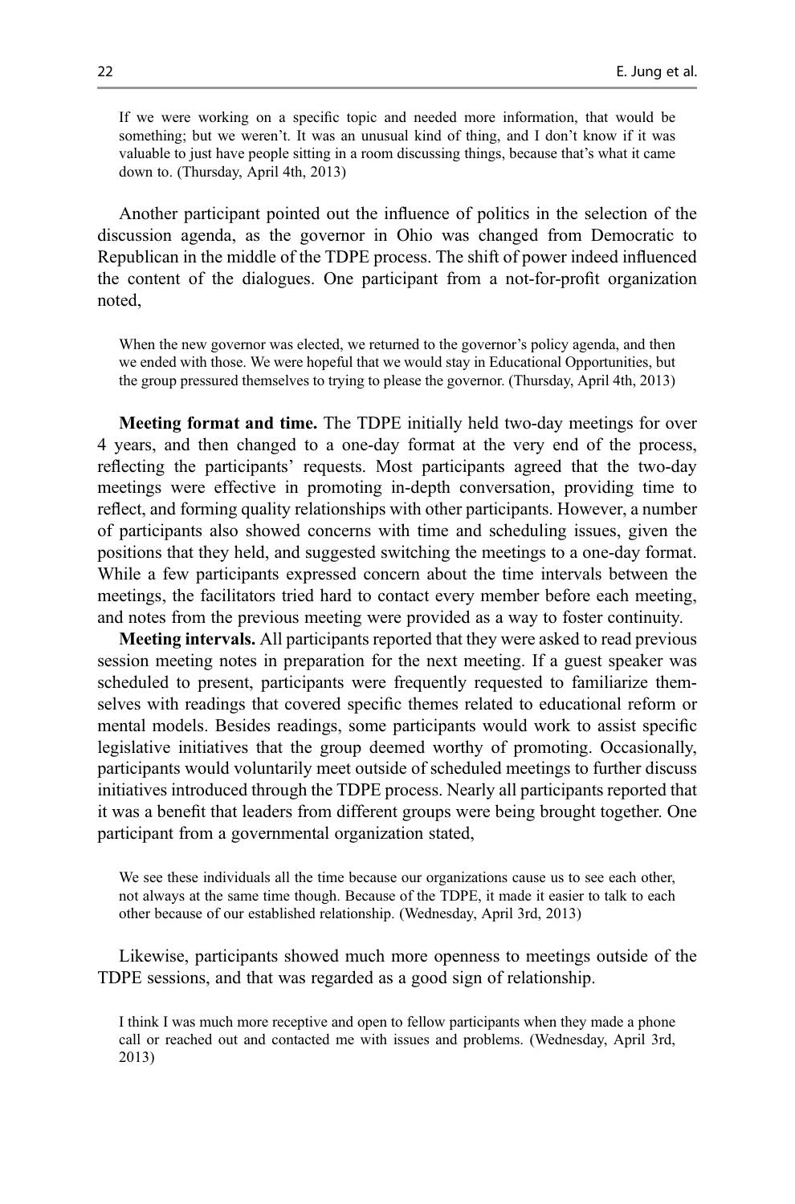> If we were working on a specific topic and needed more information, that would be something; but we weren't. It was an unusual kind of thing, and I don't know if it was valuable to just have people sitting in a room discussing things, because that's what it came down to. (Thursday, April 4th, 2013)

Another participant pointed out the influence of politics in the selection of the discussion agenda, as the governor in Ohio was changed from Democratic to Republican in the middle of the TDPE process. The shift of power indeed influenced the content of the dialogues. One participant from a not-for-profit organization noted,

> When the new governor was elected, we returned to the governor's policy agenda, and then we ended with those. We were hopeful that we would stay in Educational Opportunities, but the group pressured themselves to trying to please the governor. (Thursday, April 4th, 2013)

**Meeting format and time.** The TDPE initially held two-day meetings for over 4 years, and then changed to a one-day format at the very end of the process, reflecting the participants' requests. Most participants agreed that the two-day meetings were effective in promoting in-depth conversation, providing time to reflect, and forming quality relationships with other participants. However, a number of participants also showed concerns with time and scheduling issues, given the positions that they held, and suggested switching the meetings to a one-day format. While a few participants expressed concern about the time intervals between the meetings, the facilitators tried hard to contact every member before each meeting, and notes from the previous meeting were provided as a way to foster continuity.

**Meeting intervals.** All participants reported that they were asked to read previous session meeting notes in preparation for the next meeting. If a guest speaker was scheduled to present, participants were frequently requested to familiarize themselves with readings that covered specific themes related to educational reform or mental models. Besides readings, some participants would work to assist specific legislative initiatives that the group deemed worthy of promoting. Occasionally, participants would voluntarily meet outside of scheduled meetings to further discuss initiatives introduced through the TDPE process. Nearly all participants reported that it was a benefit that leaders from different groups were being brought together. One participant from a governmental organization stated,

> We see these individuals all the time because our organizations cause us to see each other, not always at the same time though. Because of the TDPE, it made it easier to talk to each other because of our established relationship. (Wednesday, April 3rd, 2013)

Likewise, participants showed much more openness to meetings outside of the TDPE sessions, and that was regarded as a good sign of relationship.

> I think I was much more receptive and open to fellow participants when they made a phone call or reached out and contacted me with issues and problems. (Wednesday, April 3rd, 2013)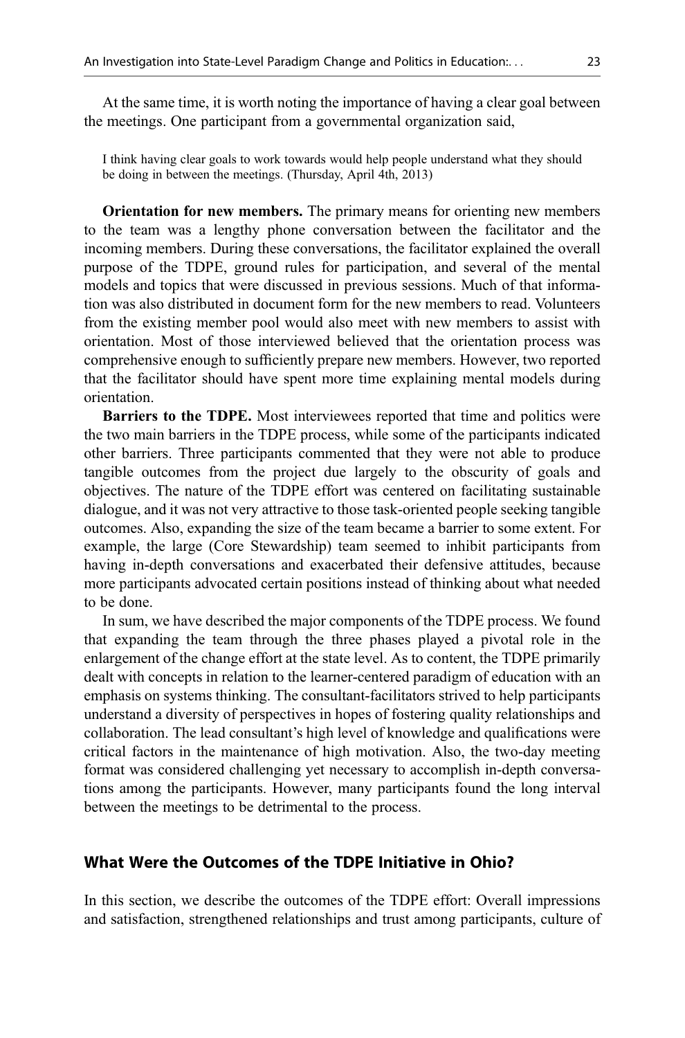At the same time, it is worth noting the importance of having a clear goal between the meetings. One participant from a governmental organization said,

> I think having clear goals to work towards would help people understand what they should be doing in between the meetings. (Thursday, April 4th, 2013)

**Orientation for new members.** The primary means for orienting new members to the team was a lengthy phone conversation between the facilitator and the incoming members. During these conversations, the facilitator explained the overall purpose of the TDPE, ground rules for participation, and several of the mental models and topics that were discussed in previous sessions. Much of that information was also distributed in document form for the new members to read. Volunteers from the existing member pool would also meet with new members to assist with orientation. Most of those interviewed believed that the orientation process was comprehensive enough to sufficiently prepare new members. However, two reported that the facilitator should have spent more time explaining mental models during orientation.

**Barriers to the TDPE.** Most interviewees reported that time and politics were the two main barriers in the TDPE process, while some of the participants indicated other barriers. Three participants commented that they were not able to produce tangible outcomes from the project due largely to the obscurity of goals and objectives. The nature of the TDPE effort was centered on facilitating sustainable dialogue, and it was not very attractive to those task-oriented people seeking tangible outcomes. Also, expanding the size of the team became a barrier to some extent. For example, the large (Core Stewardship) team seemed to inhibit participants from having in-depth conversations and exacerbated their defensive attitudes, because more participants advocated certain positions instead of thinking about what needed to be done.

In sum, we have described the major components of the TDPE process. We found that expanding the team through the three phases played a pivotal role in the enlargement of the change effort at the state level. As to content, the TDPE primarily dealt with concepts in relation to the learner-centered paradigm of education with an emphasis on systems thinking. The consultant-facilitators strived to help participants understand a diversity of perspectives in hopes of fostering quality relationships and collaboration. The lead consultant's high level of knowledge and qualifications were critical factors in the maintenance of high motivation. Also, the two-day meeting format was considered challenging yet necessary to accomplish in-depth conversations among the participants. However, many participants found the long interval between the meetings to be detrimental to the process.

## What Were the Outcomes of the TDPE Initiative in Ohio?

In this section, we describe the outcomes of the TDPE effort: Overall impressions and satisfaction, strengthened relationships and trust among participants, culture of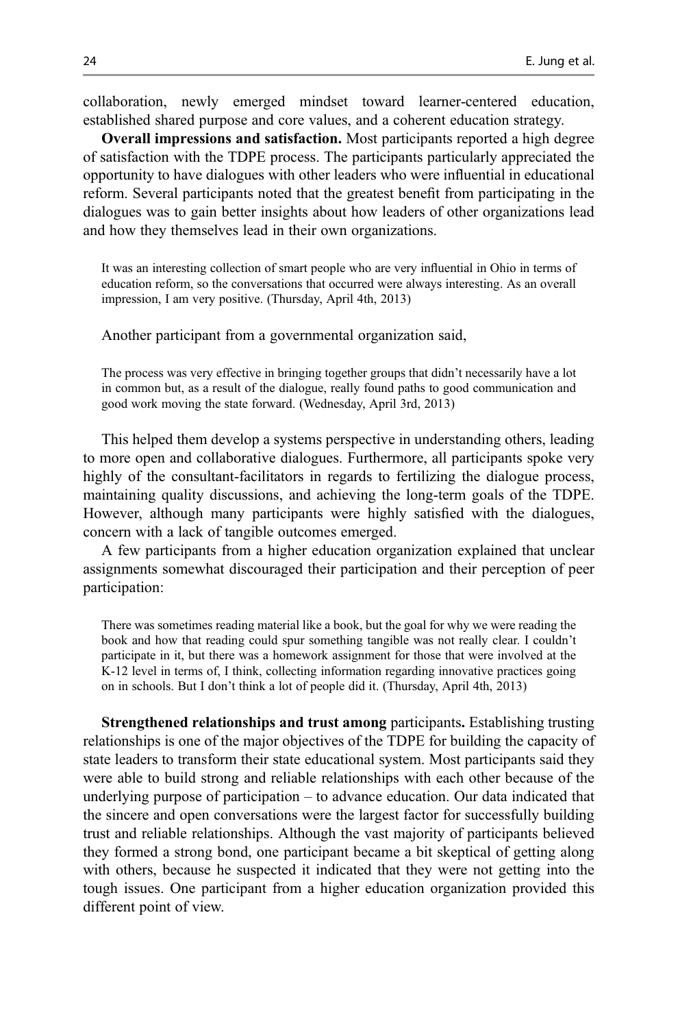collaboration, newly emerged mindset toward learner-centered education, established shared purpose and core values, and a coherent education strategy.

**Overall impressions and satisfaction.** Most participants reported a high degree of satisfaction with the TDPE process. The participants particularly appreciated the opportunity to have dialogues with other leaders who were influential in educational reform. Several participants noted that the greatest benefit from participating in the dialogues was to gain better insights about how leaders of other organizations lead and how they themselves lead in their own organizations.

> It was an interesting collection of smart people who are very influential in Ohio in terms of education reform, so the conversations that occurred were always interesting. As an overall impression, I am very positive. (Thursday, April 4th, 2013)

Another participant from a governmental organization said,

> The process was very effective in bringing together groups that didn't necessarily have a lot in common but, as a result of the dialogue, really found paths to good communication and good work moving the state forward. (Wednesday, April 3rd, 2013)

This helped them develop a systems perspective in understanding others, leading to more open and collaborative dialogues. Furthermore, all participants spoke very highly of the consultant-facilitators in regards to fertilizing the dialogue process, maintaining quality discussions, and achieving the long-term goals of the TDPE. However, although many participants were highly satisfied with the dialogues, concern with a lack of tangible outcomes emerged.

A few participants from a higher education organization explained that unclear assignments somewhat discouraged their participation and their perception of peer participation:

> There was sometimes reading material like a book, but the goal for why we were reading the book and how that reading could spur something tangible was not really clear. I couldn't participate in it, but there was a homework assignment for those that were involved at the K-12 level in terms of, I think, collecting information regarding innovative practices going on in schools. But I don't think a lot of people did it. (Thursday, April 4th, 2013)

**Strengthened relationships and trust among participants.** Establishing trusting relationships is one of the major objectives of the TDPE for building the capacity of state leaders to transform their state educational system. Most participants said they were able to build strong and reliable relationships with each other because of the underlying purpose of participation – to advance education. Our data indicated that the sincere and open conversations were the largest factor for successfully building trust and reliable relationships. Although the vast majority of participants believed they formed a strong bond, one participant became a bit skeptical of getting along with others, because he suspected it indicated that they were not getting into the tough issues. One participant from a higher education organization provided this different point of view.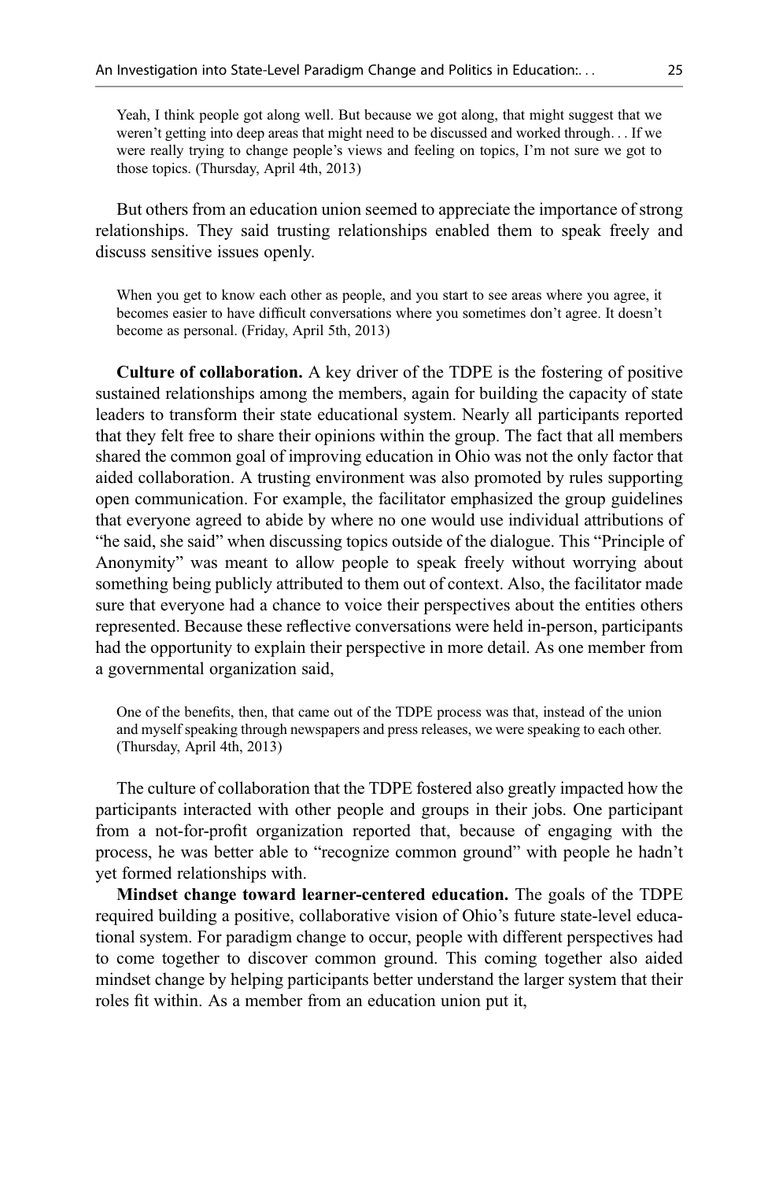> Yeah, I think people got along well. But because we got along, that might suggest that we weren't getting into deep areas that might need to be discussed and worked through… If we were really trying to change people's views and feeling on topics, I'm not sure we got to those topics. (Thursday, April 4th, 2013)

But others from an education union seemed to appreciate the importance of strong relationships. They said trusting relationships enabled them to speak freely and discuss sensitive issues openly.

> When you get to know each other as people, and you start to see areas where you agree, it becomes easier to have difficult conversations where you sometimes don't agree. It doesn't become as personal. (Friday, April 5th, 2013)

**Culture of collaboration.** A key driver of the TDPE is the fostering of positive sustained relationships among the members, again for building the capacity of state leaders to transform their state educational system. Nearly all participants reported that they felt free to share their opinions within the group. The fact that all members shared the common goal of improving education in Ohio was not the only factor that aided collaboration. A trusting environment was also promoted by rules supporting open communication. For example, the facilitator emphasized the group guidelines that everyone agreed to abide by where no one would use individual attributions of "he said, she said" when discussing topics outside of the dialogue. This "Principle of Anonymity" was meant to allow people to speak freely without worrying about something being publicly attributed to them out of context. Also, the facilitator made sure that everyone had a chance to voice their perspectives about the entities others represented. Because these reflective conversations were held in-person, participants had the opportunity to explain their perspective in more detail. As one member from a governmental organization said,

> One of the benefits, then, that came out of the TDPE process was that, instead of the union and myself speaking through newspapers and press releases, we were speaking to each other. (Thursday, April 4th, 2013)

The culture of collaboration that the TDPE fostered also greatly impacted how the participants interacted with other people and groups in their jobs. One participant from a not-for-profit organization reported that, because of engaging with the process, he was better able to "recognize common ground" with people he hadn't yet formed relationships with.

**Mindset change toward learner-centered education.** The goals of the TDPE required building a positive, collaborative vision of Ohio's future state-level educational system. For paradigm change to occur, people with different perspectives had to come together to discover common ground. This coming together also aided mindset change by helping participants better understand the larger system that their roles fit within. As a member from an education union put it,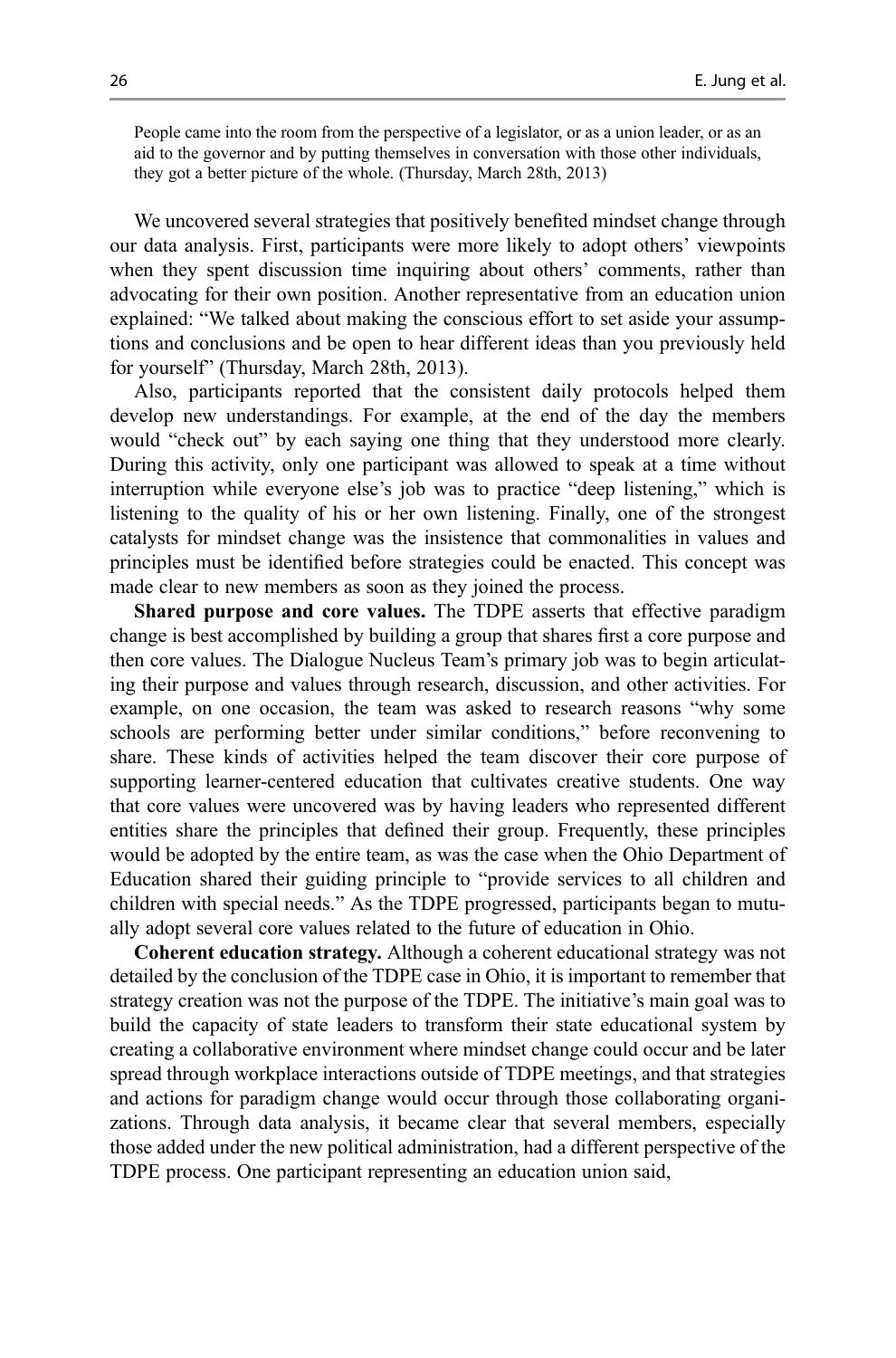> People came into the room from the perspective of a legislator, or as a union leader, or as an aid to the governor and by putting themselves in conversation with those other individuals, they got a better picture of the whole. (Thursday, March 28th, 2013)

We uncovered several strategies that positively benefited mindset change through our data analysis. First, participants were more likely to adopt others' viewpoints when they spent discussion time inquiring about others' comments, rather than advocating for their own position. Another representative from an education union explained: "We talked about making the conscious effort to set aside your assumptions and conclusions and be open to hear different ideas than you previously held for yourself" (Thursday, March 28th, 2013).

Also, participants reported that the consistent daily protocols helped them develop new understandings. For example, at the end of the day the members would "check out" by each saying one thing that they understood more clearly. During this activity, only one participant was allowed to speak at a time without interruption while everyone else's job was to practice "deep listening," which is listening to the quality of his or her own listening. Finally, one of the strongest catalysts for mindset change was the insistence that commonalities in values and principles must be identified before strategies could be enacted. This concept was made clear to new members as soon as they joined the process.

**Shared purpose and core values.** The TDPE asserts that effective paradigm change is best accomplished by building a group that shares first a core purpose and then core values. The Dialogue Nucleus Team's primary job was to begin articulating their purpose and values through research, discussion, and other activities. For example, on one occasion, the team was asked to research reasons "why some schools are performing better under similar conditions," before reconvening to share. These kinds of activities helped the team discover their core purpose of supporting learner-centered education that cultivates creative students. One way that core values were uncovered was by having leaders who represented different entities share the principles that defined their group. Frequently, these principles would be adopted by the entire team, as was the case when the Ohio Department of Education shared their guiding principle to "provide services to all children and children with special needs." As the TDPE progressed, participants began to mutually adopt several core values related to the future of education in Ohio.

**Coherent education strategy.** Although a coherent educational strategy was not detailed by the conclusion of the TDPE case in Ohio, it is important to remember that strategy creation was not the purpose of the TDPE. The initiative's main goal was to build the capacity of state leaders to transform their state educational system by creating a collaborative environment where mindset change could occur and be later spread through workplace interactions outside of TDPE meetings, and that strategies and actions for paradigm change would occur through those collaborating organizations. Through data analysis, it became clear that several members, especially those added under the new political administration, had a different perspective of the TDPE process. One participant representing an education union said,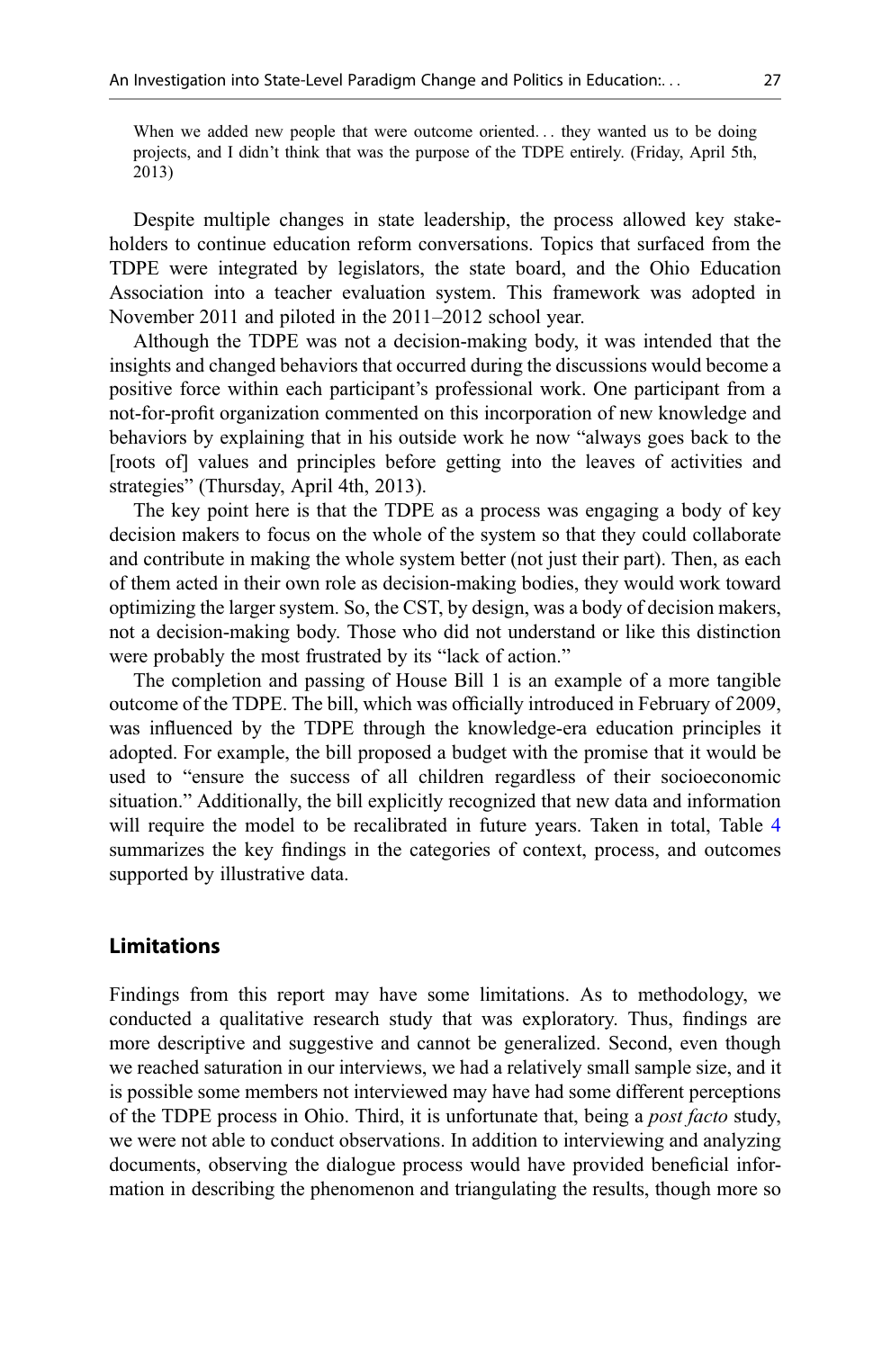> When we added new people that were outcome oriented... they wanted us to be doing projects, and I didn't think that was the purpose of the TDPE entirely. (Friday, April 5th, 2013)

Despite multiple changes in state leadership, the process allowed key stakeholders to continue education reform conversations. Topics that surfaced from the TDPE were integrated by legislators, the state board, and the Ohio Education Association into a teacher evaluation system. This framework was adopted in November 2011 and piloted in the 2011–2012 school year.

Although the TDPE was not a decision-making body, it was intended that the insights and changed behaviors that occurred during the discussions would become a positive force within each participant's professional work. One participant from a not-for-profit organization commented on this incorporation of new knowledge and behaviors by explaining that in his outside work he now "always goes back to the [roots of] values and principles before getting into the leaves of activities and strategies" (Thursday, April 4th, 2013).

The key point here is that the TDPE as a process was engaging a body of key decision makers to focus on the whole of the system so that they could collaborate and contribute in making the whole system better (not just their part). Then, as each of them acted in their own role as decision-making bodies, they would work toward optimizing the larger system. So, the CST, by design, was a body of decision makers, not a decision-making body. Those who did not understand or like this distinction were probably the most frustrated by its "lack of action."

The completion and passing of House Bill 1 is an example of a more tangible outcome of the TDPE. The bill, which was officially introduced in February of 2009, was influenced by the TDPE through the knowledge-era education principles it adopted. For example, the bill proposed a budget with the promise that it would be used to "ensure the success of all children regardless of their socioeconomic situation." Additionally, the bill explicitly recognized that new data and information will require the model to be recalibrated in future years. Taken in total, Table 4 summarizes the key findings in the categories of context, process, and outcomes supported by illustrative data.

## Limitations

Findings from this report may have some limitations. As to methodology, we conducted a qualitative research study that was exploratory. Thus, findings are more descriptive and suggestive and cannot be generalized. Second, even though we reached saturation in our interviews, we had a relatively small sample size, and it is possible some members not interviewed may have had some different perceptions of the TDPE process in Ohio. Third, it is unfortunate that, being a *post facto* study, we were not able to conduct observations. In addition to interviewing and analyzing documents, observing the dialogue process would have provided beneficial information in describing the phenomenon and triangulating the results, though more so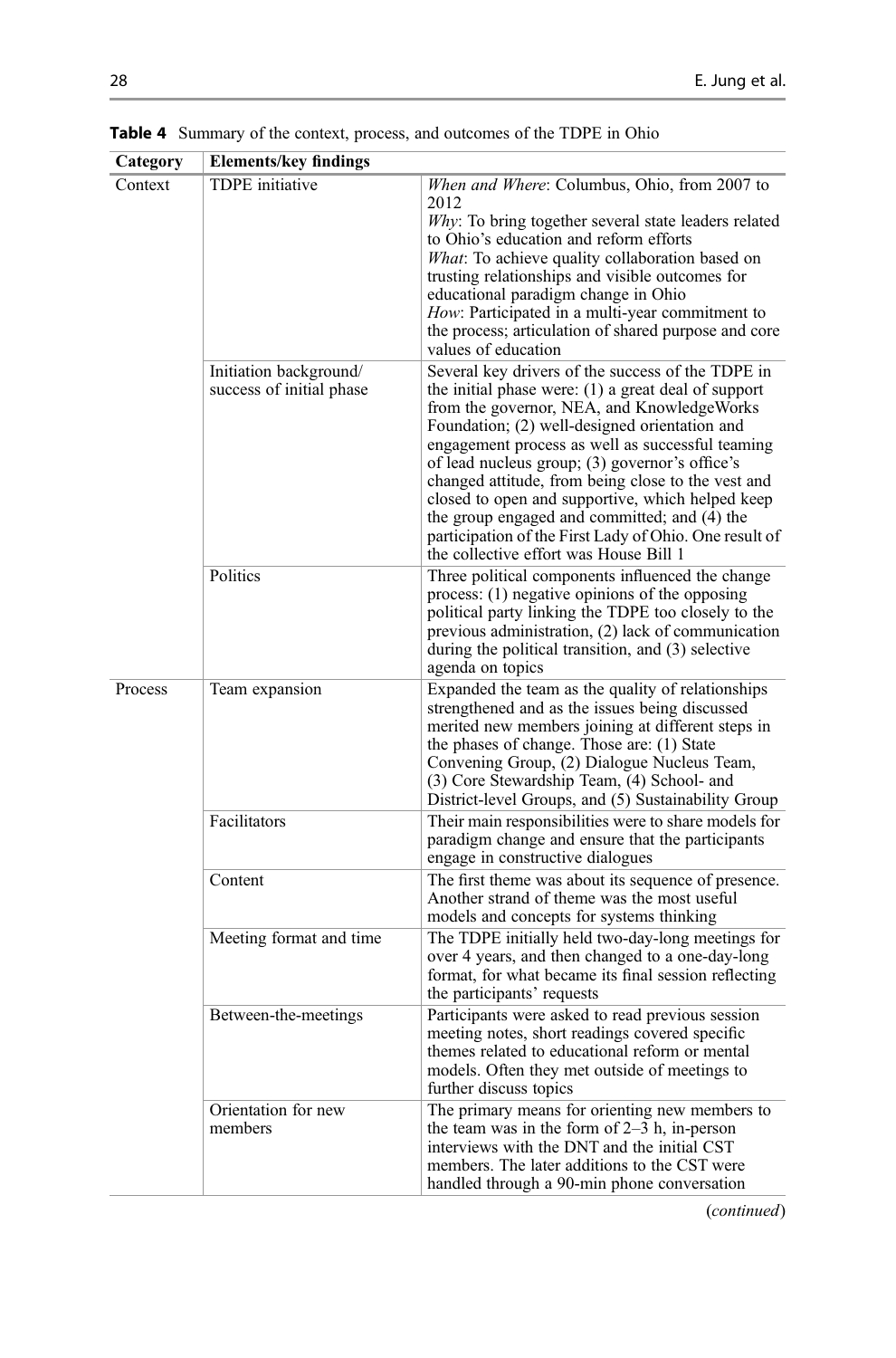**Table 4** Summary of the context, process, and outcomes of the TDPE in Ohio

| Category | Elements/key findings | |
|---|---|---|
| Context | TDPE initiative | *When and Where*: Columbus, Ohio, from 2007 to 2012<br>*Why*: To bring together several state leaders related to Ohio's education and reform efforts<br>*What*: To achieve quality collaboration based on trusting relationships and visible outcomes for educational paradigm change in Ohio<br>*How*: Participated in a multi-year commitment to the process; articulation of shared purpose and core values of education |
| | Initiation background/ success of initial phase | Several key drivers of the success of the TDPE in the initial phase were: (1) a great deal of support from the governor, NEA, and KnowledgeWorks Foundation; (2) well-designed orientation and engagement process as well as successful teaming of lead nucleus group; (3) governor's office's changed attitude, from being close to the vest and closed to open and supportive, which helped keep the group engaged and committed; and (4) the participation of the First Lady of Ohio. One result of the collective effort was House Bill 1 |
| | Politics | Three political components influenced the change process: (1) negative opinions of the opposing political party linking the TDPE too closely to the previous administration, (2) lack of communication during the political transition, and (3) selective agenda on topics |
| Process | Team expansion | Expanded the team as the quality of relationships strengthened and as the issues being discussed merited new members joining at different steps in the phases of change. Those are: (1) State Convening Group, (2) Dialogue Nucleus Team, (3) Core Stewardship Team, (4) School- and District-level Groups, and (5) Sustainability Group |
| | Facilitators | Their main responsibilities were to share models for paradigm change and ensure that the participants engage in constructive dialogues |
| | Content | The first theme was about its sequence of presence. Another strand of theme was the most useful models and concepts for systems thinking |
| | Meeting format and time | The TDPE initially held two-day-long meetings for over 4 years, and then changed to a one-day-long format, for what became its final session reflecting the participants' requests |
| | Between-the-meetings | Participants were asked to read previous session meeting notes, short readings covered specific themes related to educational reform or mental models. Often they met outside of meetings to further discuss topics |
| | Orientation for new members | The primary means for orienting new members to the team was in the form of 2–3 h, in-person interviews with the DNT and the initial CST members. The later additions to the CST were handled through a 90-min phone conversation |

(*continued*)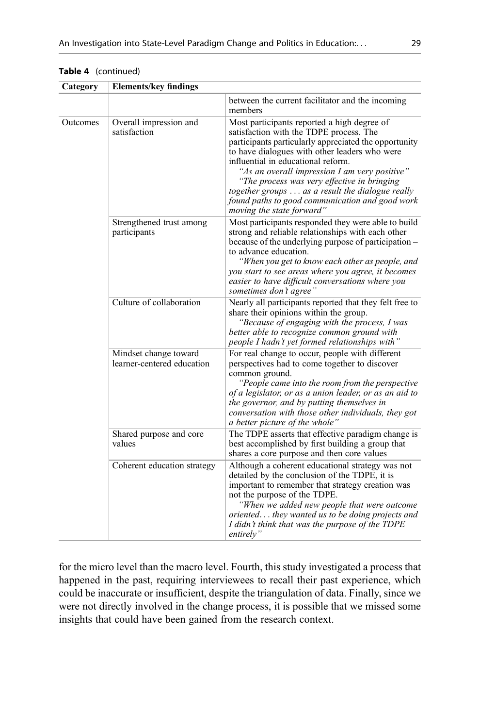**Table 4** (continued)

| Category | Elements/key findings | |
|---|---|---|
| | | between the current facilitator and the incoming members |
| Outcomes | Overall impression and satisfaction | Most participants reported a high degree of satisfaction with the TDPE process. The participants particularly appreciated the opportunity to have dialogues with other leaders who were influential in educational reform. *"As an overall impression I am very positive"* *"The process was very effective in bringing together groups . . . as a result the dialogue really found paths to good communication and good work moving the state forward"* |
| | Strengthened trust among participants | Most participants responded they were able to build strong and reliable relationships with each other because of the underlying purpose of participation – to advance education. *"When you get to know each other as people, and you start to see areas where you agree, it becomes easier to have difficult conversations where you sometimes don't agree"* |
| | Culture of collaboration | Nearly all participants reported that they felt free to share their opinions within the group. *"Because of engaging with the process, I was better able to recognize common ground with people I hadn't yet formed relationships with"* |
| | Mindset change toward learner-centered education | For real change to occur, people with different perspectives had to come together to discover common ground. *"People came into the room from the perspective of a legislator, or as a union leader, or as an aid to the governor, and by putting themselves in conversation with those other individuals, they got a better picture of the whole"* |
| | Shared purpose and core values | The TDPE asserts that effective paradigm change is best accomplished by first building a group that shares a core purpose and then core values |
| | Coherent education strategy | Although a coherent educational strategy was not detailed by the conclusion of the TDPE, it is important to remember that strategy creation was not the purpose of the TDPE. *"When we added new people that were outcome oriented. . . they wanted us to be doing projects and I didn't think that was the purpose of the TDPE entirely"* |

for the micro level than the macro level. Fourth, this study investigated a process that happened in the past, requiring interviewees to recall their past experience, which could be inaccurate or insufficient, despite the triangulation of data. Finally, since we were not directly involved in the change process, it is possible that we missed some insights that could have been gained from the research context.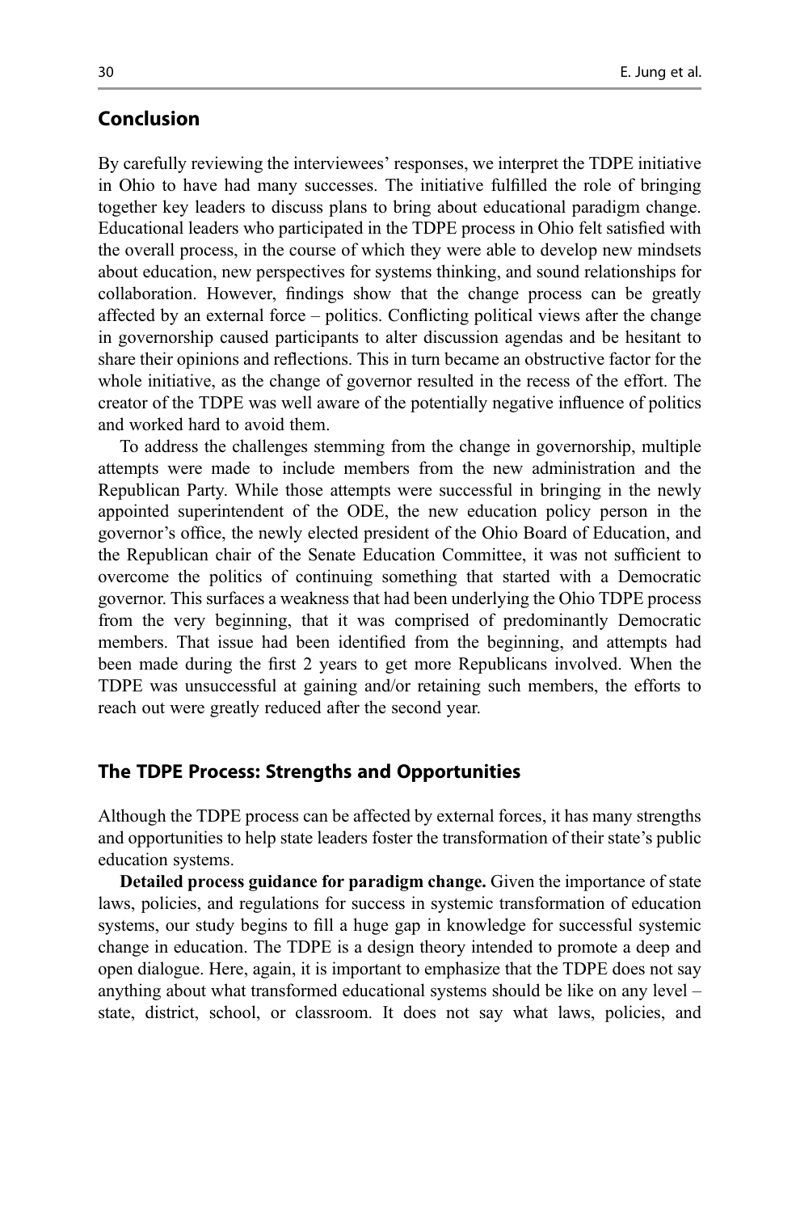## Conclusion

By carefully reviewing the interviewees' responses, we interpret the TDPE initiative in Ohio to have had many successes. The initiative fulfilled the role of bringing together key leaders to discuss plans to bring about educational paradigm change. Educational leaders who participated in the TDPE process in Ohio felt satisfied with the overall process, in the course of which they were able to develop new mindsets about education, new perspectives for systems thinking, and sound relationships for collaboration. However, findings show that the change process can be greatly affected by an external force – politics. Conflicting political views after the change in governorship caused participants to alter discussion agendas and be hesitant to share their opinions and reflections. This in turn became an obstructive factor for the whole initiative, as the change of governor resulted in the recess of the effort. The creator of the TDPE was well aware of the potentially negative influence of politics and worked hard to avoid them.

To address the challenges stemming from the change in governorship, multiple attempts were made to include members from the new administration and the Republican Party. While those attempts were successful in bringing in the newly appointed superintendent of the ODE, the new education policy person in the governor's office, the newly elected president of the Ohio Board of Education, and the Republican chair of the Senate Education Committee, it was not sufficient to overcome the politics of continuing something that started with a Democratic governor. This surfaces a weakness that had been underlying the Ohio TDPE process from the very beginning, that it was comprised of predominantly Democratic members. That issue had been identified from the beginning, and attempts had been made during the first 2 years to get more Republicans involved. When the TDPE was unsuccessful at gaining and/or retaining such members, the efforts to reach out were greatly reduced after the second year.

## The TDPE Process: Strengths and Opportunities

Although the TDPE process can be affected by external forces, it has many strengths and opportunities to help state leaders foster the transformation of their state's public education systems.

**Detailed process guidance for paradigm change.** Given the importance of state laws, policies, and regulations for success in systemic transformation of education systems, our study begins to fill a huge gap in knowledge for successful systemic change in education. The TDPE is a design theory intended to promote a deep and open dialogue. Here, again, it is important to emphasize that the TDPE does not say anything about what transformed educational systems should be like on any level – state, district, school, or classroom. It does not say what laws, policies, and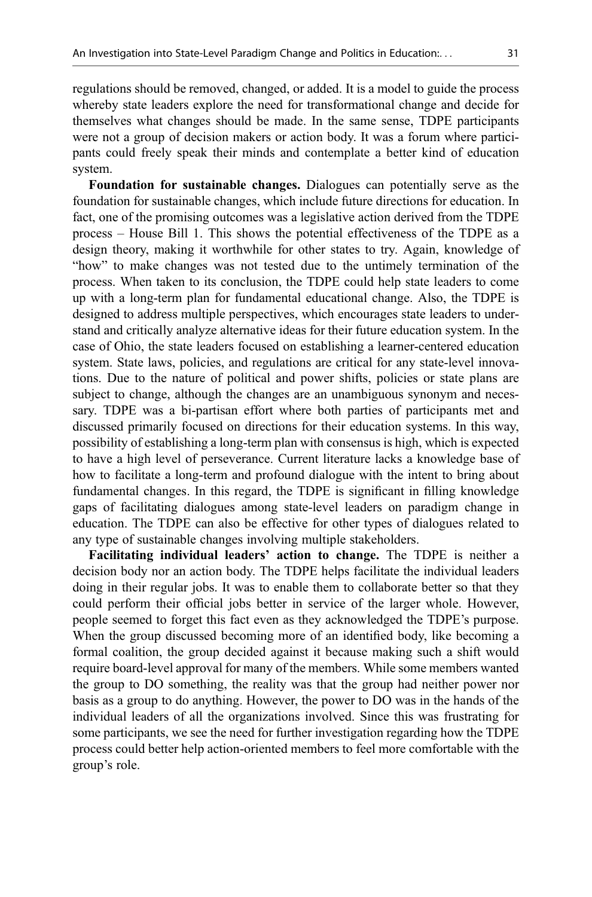regulations should be removed, changed, or added. It is a model to guide the process whereby state leaders explore the need for transformational change and decide for themselves what changes should be made. In the same sense, TDPE participants were not a group of decision makers or action body. It was a forum where participants could freely speak their minds and contemplate a better kind of education system.

**Foundation for sustainable changes.** Dialogues can potentially serve as the foundation for sustainable changes, which include future directions for education. In fact, one of the promising outcomes was a legislative action derived from the TDPE process – House Bill 1. This shows the potential effectiveness of the TDPE as a design theory, making it worthwhile for other states to try. Again, knowledge of "how" to make changes was not tested due to the untimely termination of the process. When taken to its conclusion, the TDPE could help state leaders to come up with a long-term plan for fundamental educational change. Also, the TDPE is designed to address multiple perspectives, which encourages state leaders to understand and critically analyze alternative ideas for their future education system. In the case of Ohio, the state leaders focused on establishing a learner-centered education system. State laws, policies, and regulations are critical for any state-level innovations. Due to the nature of political and power shifts, policies or state plans are subject to change, although the changes are an unambiguous synonym and necessary. TDPE was a bi-partisan effort where both parties of participants met and discussed primarily focused on directions for their education systems. In this way, possibility of establishing a long-term plan with consensus is high, which is expected to have a high level of perseverance. Current literature lacks a knowledge base of how to facilitate a long-term and profound dialogue with the intent to bring about fundamental changes. In this regard, the TDPE is significant in filling knowledge gaps of facilitating dialogues among state-level leaders on paradigm change in education. The TDPE can also be effective for other types of dialogues related to any type of sustainable changes involving multiple stakeholders.

**Facilitating individual leaders' action to change.** The TDPE is neither a decision body nor an action body. The TDPE helps facilitate the individual leaders doing in their regular jobs. It was to enable them to collaborate better so that they could perform their official jobs better in service of the larger whole. However, people seemed to forget this fact even as they acknowledged the TDPE's purpose. When the group discussed becoming more of an identified body, like becoming a formal coalition, the group decided against it because making such a shift would require board-level approval for many of the members. While some members wanted the group to DO something, the reality was that the group had neither power nor basis as a group to do anything. However, the power to DO was in the hands of the individual leaders of all the organizations involved. Since this was frustrating for some participants, we see the need for further investigation regarding how the TDPE process could better help action-oriented members to feel more comfortable with the group's role.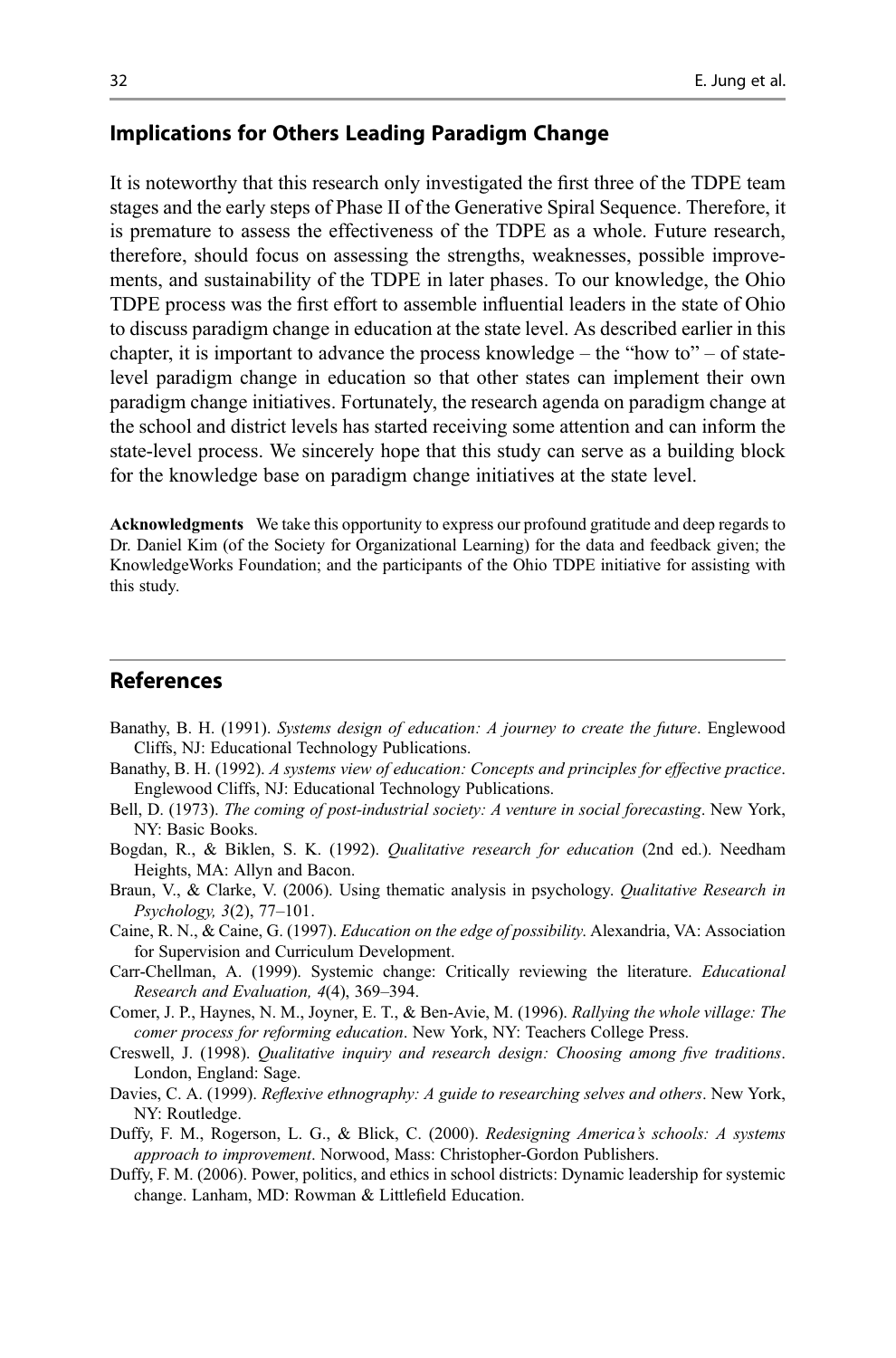## Implications for Others Leading Paradigm Change

It is noteworthy that this research only investigated the first three of the TDPE team stages and the early steps of Phase II of the Generative Spiral Sequence. Therefore, it is premature to assess the effectiveness of the TDPE as a whole. Future research, therefore, should focus on assessing the strengths, weaknesses, possible improvements, and sustainability of the TDPE in later phases. To our knowledge, the Ohio TDPE process was the first effort to assemble influential leaders in the state of Ohio to discuss paradigm change in education at the state level. As described earlier in this chapter, it is important to advance the process knowledge – the "how to" – of state-level paradigm change in education so that other states can implement their own paradigm change initiatives. Fortunately, the research agenda on paradigm change at the school and district levels has started receiving some attention and can inform the state-level process. We sincerely hope that this study can serve as a building block for the knowledge base on paradigm change initiatives at the state level.

**Acknowledgments** We take this opportunity to express our profound gratitude and deep regards to Dr. Daniel Kim (of the Society for Organizational Learning) for the data and feedback given; the KnowledgeWorks Foundation; and the participants of the Ohio TDPE initiative for assisting with this study.

## References

Banathy, B. H. (1991). *Systems design of education: A journey to create the future*. Englewood Cliffs, NJ: Educational Technology Publications.

Banathy, B. H. (1992). *A systems view of education: Concepts and principles for effective practice*. Englewood Cliffs, NJ: Educational Technology Publications.

Bell, D. (1973). *The coming of post-industrial society: A venture in social forecasting*. New York, NY: Basic Books.

Bogdan, R., & Biklen, S. K. (1992). *Qualitative research for education* (2nd ed.). Needham Heights, MA: Allyn and Bacon.

Braun, V., & Clarke, V. (2006). Using thematic analysis in psychology. *Qualitative Research in Psychology, 3*(2), 77–101.

Caine, R. N., & Caine, G. (1997). *Education on the edge of possibility*. Alexandria, VA: Association for Supervision and Curriculum Development.

Carr-Chellman, A. (1999). Systemic change: Critically reviewing the literature. *Educational Research and Evaluation, 4*(4), 369–394.

Comer, J. P., Haynes, N. M., Joyner, E. T., & Ben-Avie, M. (1996). *Rallying the whole village: The comer process for reforming education*. New York, NY: Teachers College Press.

Creswell, J. (1998). *Qualitative inquiry and research design: Choosing among five traditions*. London, England: Sage.

Davies, C. A. (1999). *Reflexive ethnography: A guide to researching selves and others*. New York, NY: Routledge.

Duffy, F. M., Rogerson, L. G., & Blick, C. (2000). *Redesigning America's schools: A systems approach to improvement*. Norwood, Mass: Christopher-Gordon Publishers.

Duffy, F. M. (2006). Power, politics, and ethics in school districts: Dynamic leadership for systemic change. Lanham, MD: Rowman & Littlefield Education.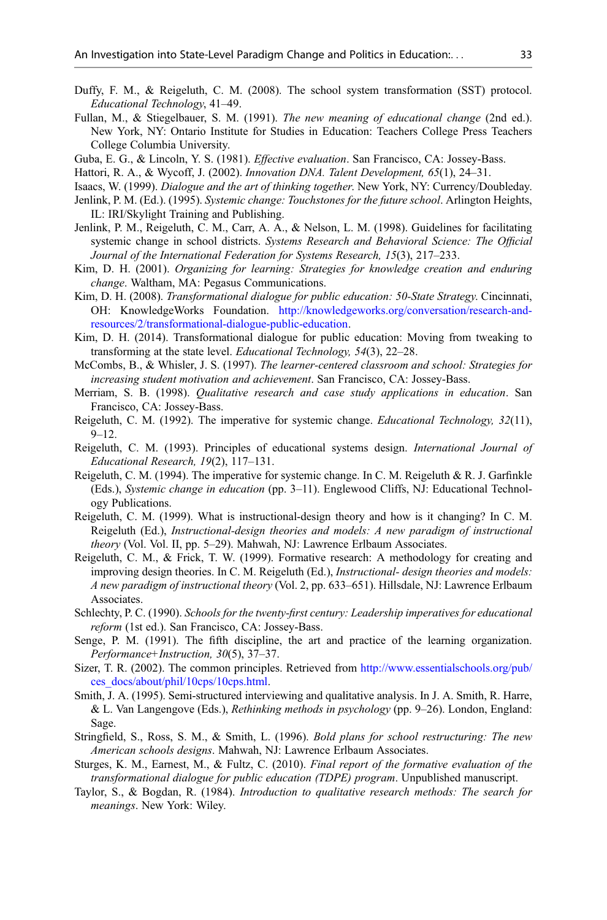Duffy, F. M., & Reigeluth, C. M. (2008). The school system transformation (SST) protocol. *Educational Technology*, 41–49.

Fullan, M., & Stiegelbauer, S. M. (1991). *The new meaning of educational change* (2nd ed.). New York, NY: Ontario Institute for Studies in Education: Teachers College Press Teachers College Columbia University.

Guba, E. G., & Lincoln, Y. S. (1981). *Effective evaluation*. San Francisco, CA: Jossey-Bass.

Hattori, R. A., & Wycoff, J. (2002). *Innovation DNA. Talent Development, 65*(1), 24–31.

Isaacs, W. (1999). *Dialogue and the art of thinking together*. New York, NY: Currency/Doubleday.

Jenlink, P. M. (Ed.). (1995). *Systemic change: Touchstones for the future school*. Arlington Heights, IL: IRI/Skylight Training and Publishing.

Jenlink, P. M., Reigeluth, C. M., Carr, A. A., & Nelson, L. M. (1998). Guidelines for facilitating systemic change in school districts. *Systems Research and Behavioral Science: The Official Journal of the International Federation for Systems Research, 15*(3), 217–233.

Kim, D. H. (2001). *Organizing for learning: Strategies for knowledge creation and enduring change*. Waltham, MA: Pegasus Communications.

Kim, D. H. (2008). *Transformational dialogue for public education: 50-State Strategy*. Cincinnati, OH: KnowledgeWorks Foundation. http://knowledgeworks.org/conversation/research-and-resources/2/transformational-dialogue-public-education.

Kim, D. H. (2014). Transformational dialogue for public education: Moving from tweaking to transforming at the state level. *Educational Technology, 54*(3), 22–28.

McCombs, B., & Whisler, J. S. (1997). *The learner-centered classroom and school: Strategies for increasing student motivation and achievement*. San Francisco, CA: Jossey-Bass.

Merriam, S. B. (1998). *Qualitative research and case study applications in education*. San Francisco, CA: Jossey-Bass.

Reigeluth, C. M. (1992). The imperative for systemic change. *Educational Technology, 32*(11), 9–12.

Reigeluth, C. M. (1993). Principles of educational systems design. *International Journal of Educational Research, 19*(2), 117–131.

Reigeluth, C. M. (1994). The imperative for systemic change. In C. M. Reigeluth & R. J. Garfinkle (Eds.), *Systemic change in education* (pp. 3–11). Englewood Cliffs, NJ: Educational Technology Publications.

Reigeluth, C. M. (1999). What is instructional-design theory and how is it changing? In C. M. Reigeluth (Ed.), *Instructional-design theories and models: A new paradigm of instructional theory* (Vol. Vol. II, pp. 5–29). Mahwah, NJ: Lawrence Erlbaum Associates.

Reigeluth, C. M., & Frick, T. W. (1999). Formative research: A methodology for creating and improving design theories. In C. M. Reigeluth (Ed.), *Instructional- design theories and models: A new paradigm of instructional theory* (Vol. 2, pp. 633–651). Hillsdale, NJ: Lawrence Erlbaum Associates.

Schlechty, P. C. (1990). *Schools for the twenty-first century: Leadership imperatives for educational reform* (1st ed.). San Francisco, CA: Jossey-Bass.

Senge, P. M. (1991). The fifth discipline, the art and practice of the learning organization. *Performance+Instruction, 30*(5), 37–37.

Sizer, T. R. (2002). The common principles. Retrieved from http://www.essentialschools.org/pub/ces_docs/about/phil/10cps/10cps.html.

Smith, J. A. (1995). Semi-structured interviewing and qualitative analysis. In J. A. Smith, R. Harre, & L. Van Langengove (Eds.), *Rethinking methods in psychology* (pp. 9–26). London, England: Sage.

Stringfield, S., Ross, S. M., & Smith, L. (1996). *Bold plans for school restructuring: The new American schools designs*. Mahwah, NJ: Lawrence Erlbaum Associates.

Sturges, K. M., Earnest, M., & Fultz, C. (2010). *Final report of the formative evaluation of the transformational dialogue for public education (TDPE) program*. Unpublished manuscript.

Taylor, S., & Bogdan, R. (1984). *Introduction to qualitative research methods: The search for meanings*. New York: Wiley.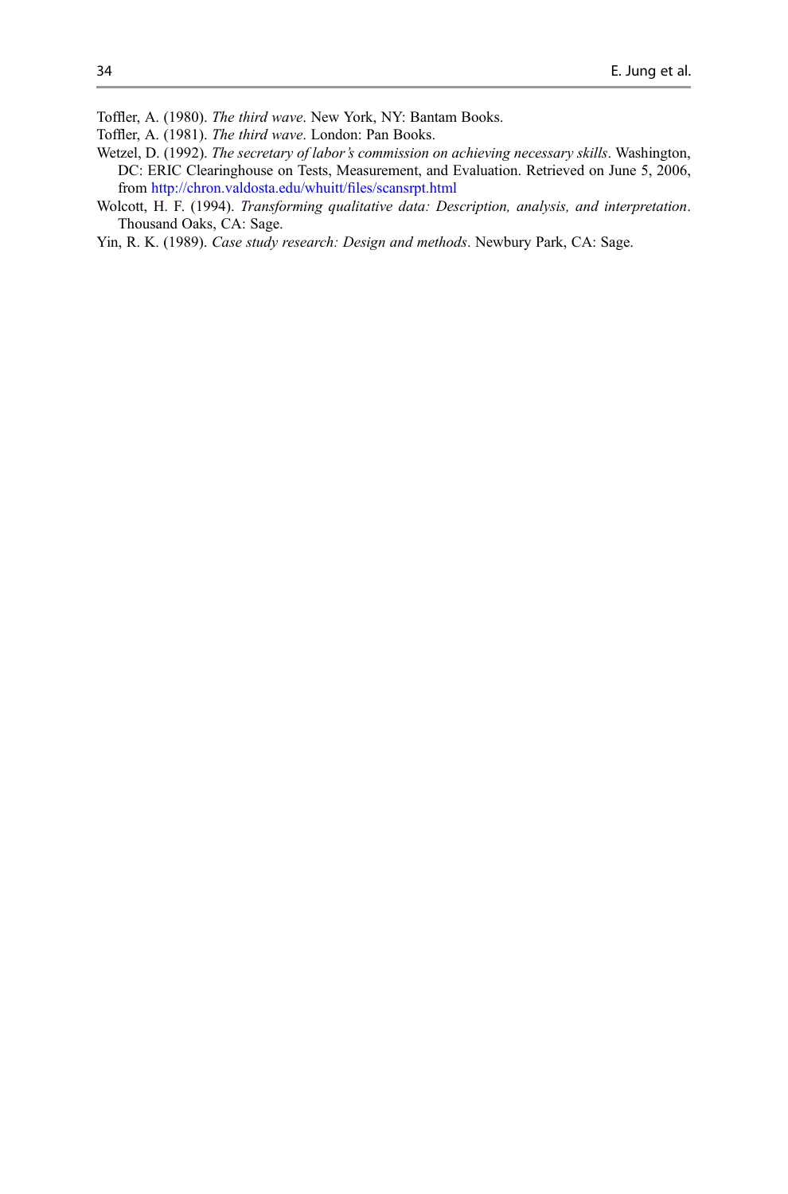Toffler, A. (1980). *The third wave*. New York, NY: Bantam Books.

Toffler, A. (1981). *The third wave*. London: Pan Books.

Wetzel, D. (1992). *The secretary of labor's commission on achieving necessary skills*. Washington, DC: ERIC Clearinghouse on Tests, Measurement, and Evaluation. Retrieved on June 5, 2006, from http://chron.valdosta.edu/whuitt/files/scansrpt.html

Wolcott, H. F. (1994). *Transforming qualitative data: Description, analysis, and interpretation*. Thousand Oaks, CA: Sage.

Yin, R. K. (1989). *Case study research: Design and methods*. Newbury Park, CA: Sage.